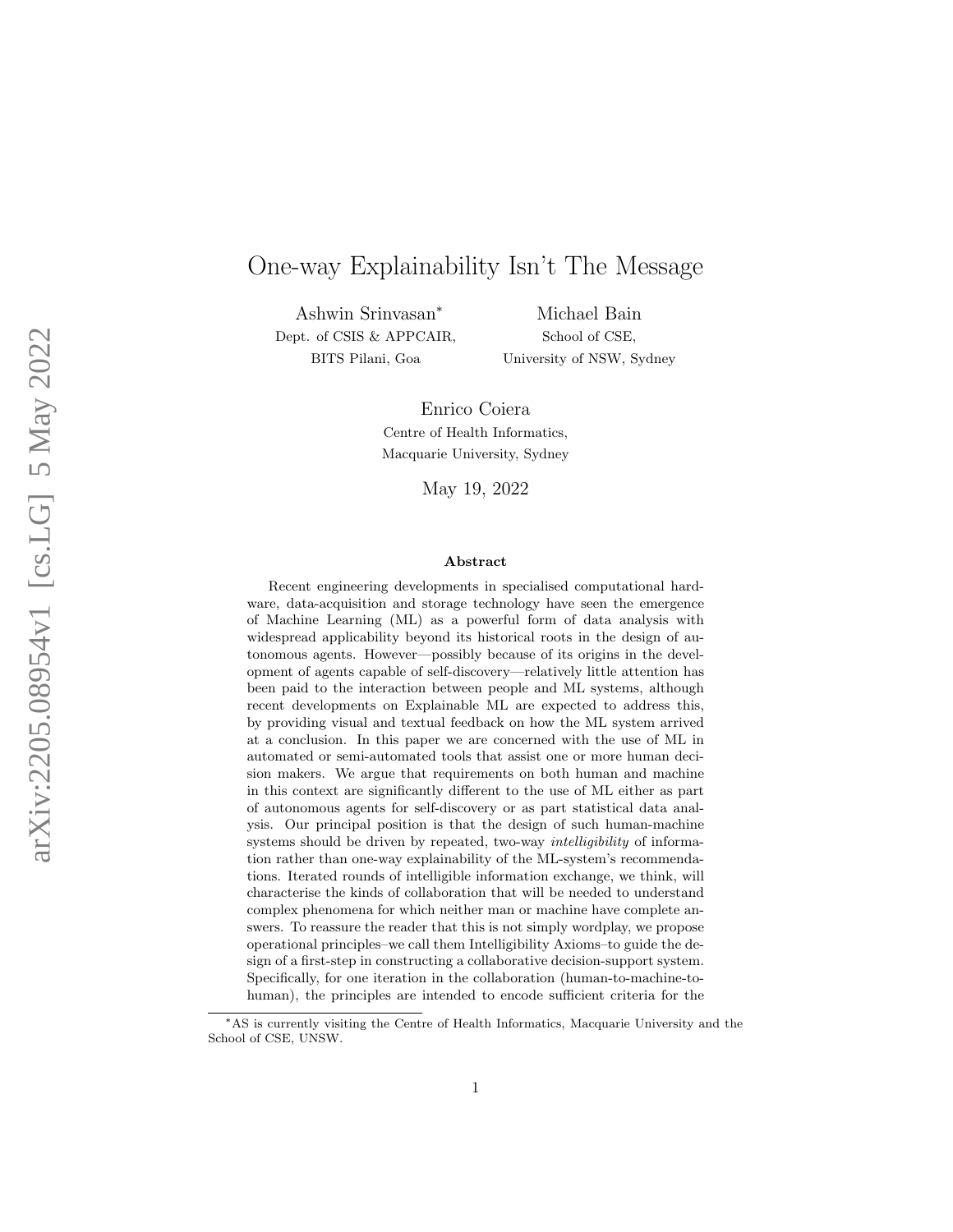# One-way Explainability Isn't The Message

Ashwin Srinvasan[*]
Dept. of CSIS & APPCAIR,
BITS Pilani, Goa

Michael Bain
School of CSE,
University of NSW, Sydney

Enrico Coiera
Centre of Health Informatics,
Macquarie University, Sydney

May 19, 2022

### Abstract

Recent engineering developments in specialised computational hardware, data-acquisition and storage technology have seen the emergence of Machine Learning (ML) as a powerful form of data analysis with widespread applicability beyond its historical roots in the design of autonomous agents. However—possibly because of its origins in the development of agents capable of self-discovery—relatively little attention has been paid to the interaction between people and ML systems, although recent developments on Explainable ML are expected to address this, by providing visual and textual feedback on how the ML system arrived at a conclusion. In this paper we are concerned with the use of ML in automated or semi-automated tools that assist one or more human decision makers. We argue that requirements on both human and machine in this context are significantly different to the use of ML either as part of autonomous agents for self-discovery or as part statistical data analysis. Our principal position is that the design of such human-machine systems should be driven by repeated, two-way *intelligibility* of information rather than one-way explainability of the ML-system's recommendations. Iterated rounds of intelligible information exchange, we think, will characterise the kinds of collaboration that will be needed to understand complex phenomena for which neither man or machine have complete answers. To reassure the reader that this is not simply wordplay, we propose operational principles–we call them Intelligibility Axioms–to guide the design of a first-step in constructing a collaborative decision-support system. Specifically, for one iteration in the collaboration (human-to-machine-to-human), the principles are intended to encode sufficient criteria for the

[*] AS is currently visiting the Centre of Health Informatics, Macquarie University and the School of CSE, UNSW.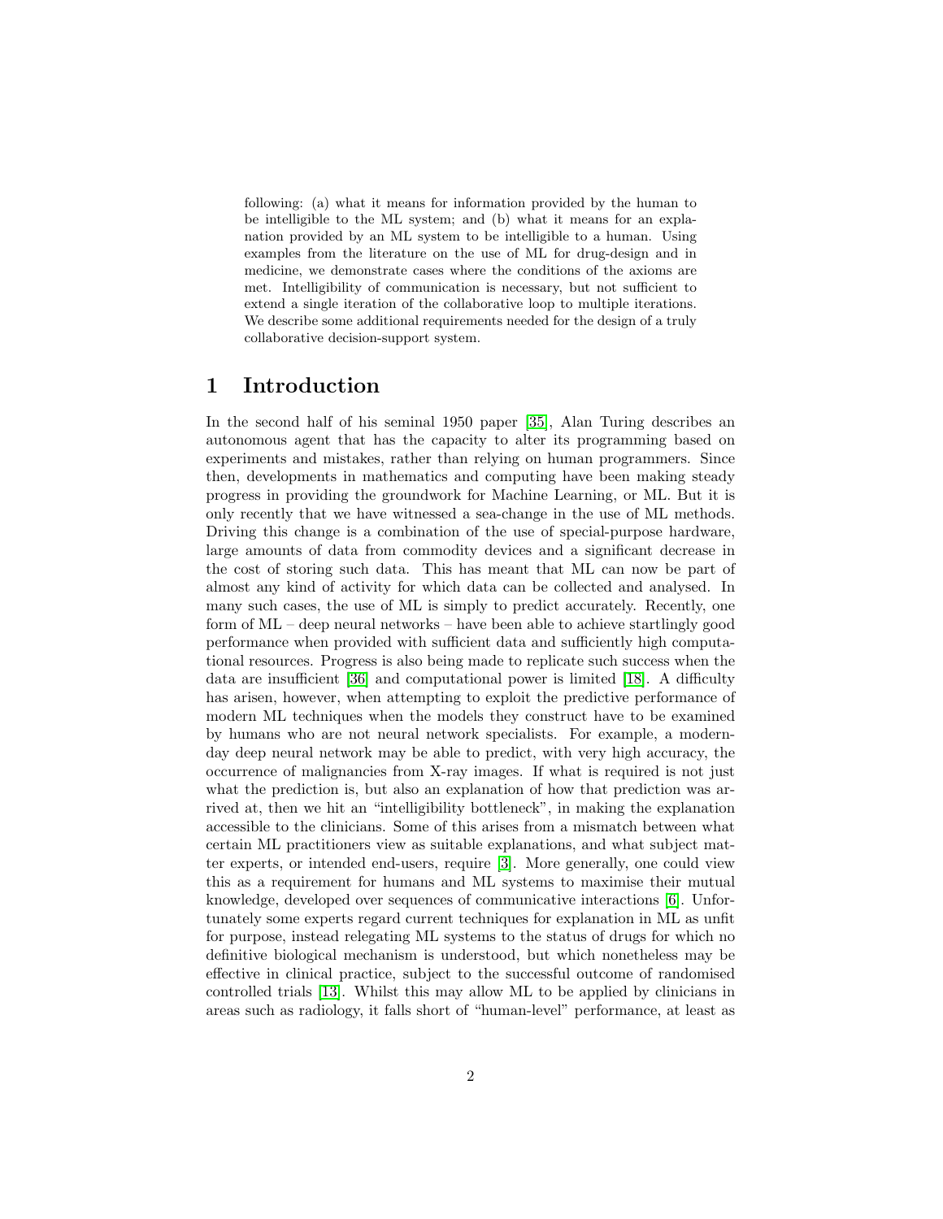following: (a) what it means for information provided by the human to be intelligible to the ML system; and (b) what it means for an explanation provided by an ML system to be intelligible to a human. Using examples from the literature on the use of ML for drug-design and in medicine, we demonstrate cases where the conditions of the axioms are met. Intelligibility of communication is necessary, but not sufficient to extend a single iteration of the collaborative loop to multiple iterations. We describe some additional requirements needed for the design of a truly collaborative decision-support system.

# 1 Introduction

In the second half of his seminal 1950 paper [35], Alan Turing describes an autonomous agent that has the capacity to alter its programming based on experiments and mistakes, rather than relying on human programmers. Since then, developments in mathematics and computing have been making steady progress in providing the groundwork for Machine Learning, or ML. But it is only recently that we have witnessed a sea-change in the use of ML methods. Driving this change is a combination of the use of special-purpose hardware, large amounts of data from commodity devices and a significant decrease in the cost of storing such data. This has meant that ML can now be part of almost any kind of activity for which data can be collected and analysed. In many such cases, the use of ML is simply to predict accurately. Recently, one form of ML – deep neural networks – have been able to achieve startlingly good performance when provided with sufficient data and sufficiently high computational resources. Progress is also being made to replicate such success when the data are insufficient [36] and computational power is limited [18]. A difficulty has arisen, however, when attempting to exploit the predictive performance of modern ML techniques when the models they construct have to be examined by humans who are not neural network specialists. For example, a modern-day deep neural network may be able to predict, with very high accuracy, the occurrence of malignancies from X-ray images. If what is required is not just what the prediction is, but also an explanation of how that prediction was arrived at, then we hit an "intelligibility bottleneck", in making the explanation accessible to the clinicians. Some of this arises from a mismatch between what certain ML practitioners view as suitable explanations, and what subject matter experts, or intended end-users, require [3]. More generally, one could view this as a requirement for humans and ML systems to maximise their mutual knowledge, developed over sequences of communicative interactions [6]. Unfortunately some experts regard current techniques for explanation in ML as unfit for purpose, instead relegating ML systems to the status of drugs for which no definitive biological mechanism is understood, but which nonetheless may be effective in clinical practice, subject to the successful outcome of randomised controlled trials [13]. Whilst this may allow ML to be applied by clinicians in areas such as radiology, it falls short of "human-level" performance, at least as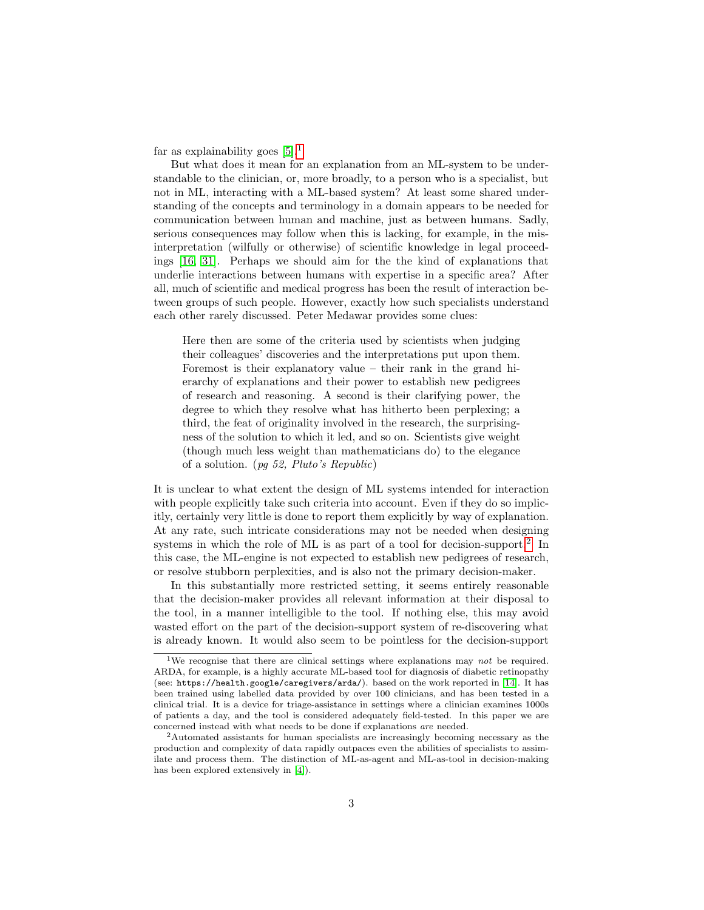far as explainability goes [5].[1]

But what does it mean for an explanation from an ML-system to be understandable to the clinician, or, more broadly, to a person who is a specialist, but not in ML, interacting with a ML-based system? At least some shared understanding of the concepts and terminology in a domain appears to be needed for communication between human and machine, just as between humans. Sadly, serious consequences may follow when this is lacking, for example, in the misinterpretation (wilfully or otherwise) of scientific knowledge in legal proceedings [16, 31]. Perhaps we should aim for the the kind of explanations that underlie interactions between humans with expertise in a specific area? After all, much of scientific and medical progress has been the result of interaction between groups of such people. However, exactly how such specialists understand each other rarely discussed. Peter Medawar provides some clues:

> Here then are some of the criteria used by scientists when judging their colleagues' discoveries and the interpretations put upon them. Foremost is their explanatory value – their rank in the grand hierarchy of explanations and their power to establish new pedigrees of research and reasoning. A second is their clarifying power, the degree to which they resolve what has hitherto been perplexing; a third, the feat of originality involved in the research, the surprisingness of the solution to which it led, and so on. Scientists give weight (though much less weight than mathematicians do) to the elegance of a solution. (*pg 52, Pluto's Republic*)

It is unclear to what extent the design of ML systems intended for interaction with people explicitly take such criteria into account. Even if they do so implicitly, certainly very little is done to report them explicitly by way of explanation. At any rate, such intricate considerations may not be needed when designing systems in which the role of ML is as part of a tool for decision-support.[2] In this case, the ML-engine is not expected to establish new pedigrees of research, or resolve stubborn perplexities, and is also not the primary decision-maker.

In this substantially more restricted setting, it seems entirely reasonable that the decision-maker provides all relevant information at their disposal to the tool, in a manner intelligible to the tool. If nothing else, this may avoid wasted effort on the part of the decision-support system of re-discovering what is already known. It would also seem to be pointless for the decision-support

---

[1] We recognise that there are clinical settings where explanations may *not* be required. ARDA, for example, is a highly accurate ML-based tool for diagnosis of diabetic retinopathy (see: `https://health.google/caregivers/arda/`). based on the work reported in [14]. It has been trained using labelled data provided by over 100 clinicians, and has been tested in a clinical trial. It is a device for triage-assistance in settings where a clinician examines 1000s of patients a day, and the tool is considered adequately field-tested. In this paper we are concerned instead with what needs to be done if explanations *are* needed.

[2] Automated assistants for human specialists are increasingly becoming necessary as the production and complexity of data rapidly outpaces even the abilities of specialists to assimilate and process them. The distinction of ML-as-agent and ML-as-tool in decision-making has been explored extensively in [4]).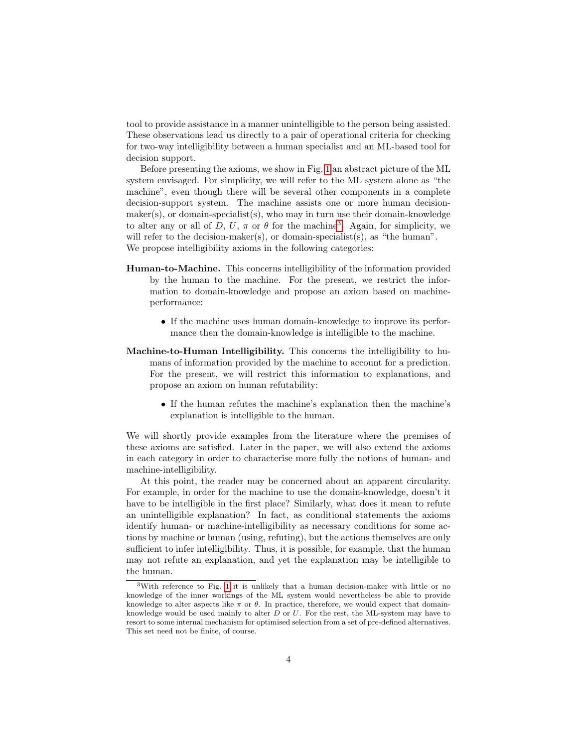tool to provide assistance in a manner unintelligible to the person being assisted. These observations lead us directly to a pair of operational criteria for checking for two-way intelligibility between a human specialist and an ML-based tool for decision support.

Before presenting the axioms, we show in Fig. 1 an abstract picture of the ML system envisaged. For simplicity, we will refer to the ML system alone as "the machine", even though there will be several other components in a complete decision-support system. The machine assists one or more human decision-maker(s), or domain-specialist(s), who may in turn use their domain-knowledge to alter any or all of $D$, $U$, $\pi$ or $\theta$ for the machine[3]. Again, for simplicity, we will refer to the decision-maker(s), or domain-specialist(s), as "the human". We propose intelligibility axioms in the following categories:

**Human-to-Machine.** This concerns intelligibility of the information provided by the human to the machine. For the present, we restrict the information to domain-knowledge and propose an axiom based on machine-performance:

- If the machine uses human domain-knowledge to improve its performance then the domain-knowledge is intelligible to the machine.

**Machine-to-Human Intelligibility.** This concerns the intelligibility to humans of information provided by the machine to account for a prediction. For the present, we will restrict this information to explanations, and propose an axiom on human refutability:

- If the human refutes the machine's explanation then the machine's explanation is intelligible to the human.

We will shortly provide examples from the literature where the premises of these axioms are satisfied. Later in the paper, we will also extend the axioms in each category in order to characterise more fully the notions of human- and machine-intelligibility.

At this point, the reader may be concerned about an apparent circularity. For example, in order for the machine to use the domain-knowledge, doesn't it have to be intelligible in the first place? Similarly, what does it mean to refute an unintelligible explanation? In fact, as conditional statements the axioms identify human- or machine-intelligibility as necessary conditions for some actions by machine or human (using, refuting), but the actions themselves are only sufficient to infer intelligibility. Thus, it is possible, for example, that the human may not refute an explanation, and yet the explanation may be intelligible to the human.

[3] With reference to Fig. 1 it is unlikely that a human decision-maker with little or no knowledge of the inner workings of the ML system would nevertheless be able to provide knowledge to alter aspects like $\pi$ or $\theta$. In practice, therefore, we would expect that domain-knowledge would be used mainly to alter $D$ or $U$. For the rest, the ML-system may have to resort to some internal mechanism for optimised selection from a set of pre-defined alternatives. This set need not be finite, of course.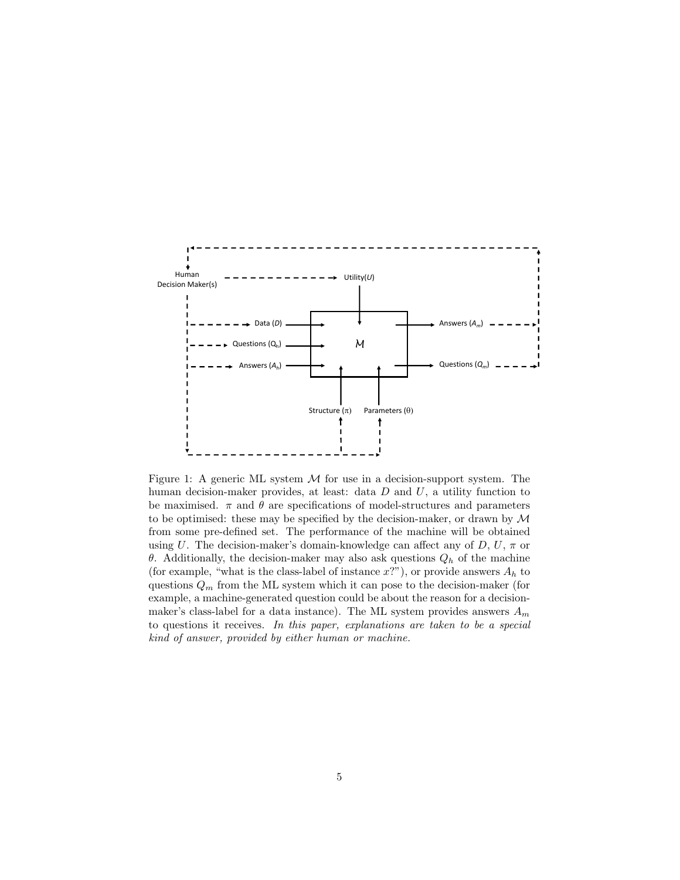Figure 1: A generic ML system $\mathcal{M}$ for use in a decision-support system. The human decision-maker provides, at least: data $D$ and $U$, a utility function to be maximised. $\pi$ and $\theta$ are specifications of model-structures and parameters to be optimised: these may be specified by the decision-maker, or drawn by $\mathcal{M}$ from some pre-defined set. The performance of the machine will be obtained using $U$. The decision-maker's domain-knowledge can affect any of $D$, $U$, $\pi$ or $\theta$. Additionally, the decision-maker may also ask questions $Q_h$ of the machine (for example, "what is the class-label of instance $x$?"), or provide answers $A_h$ to questions $Q_m$ from the ML system which it can pose to the decision-maker (for example, a machine-generated question could be about the reason for a decision-maker's class-label for a data instance). The ML system provides answers $A_m$ to questions it receives. *In this paper, explanations are taken to be a special kind of answer, provided by either human or machine.*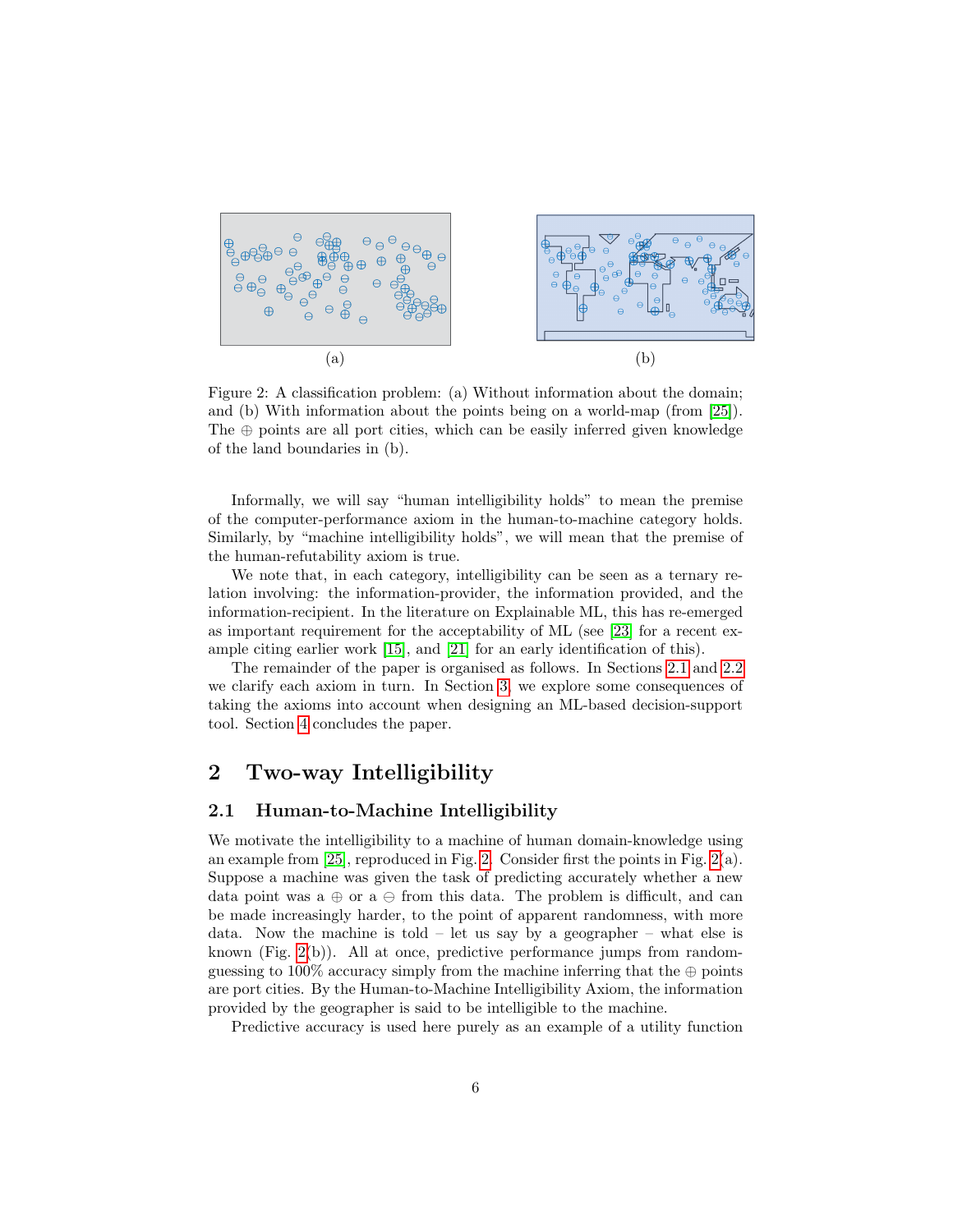(a)

(b)

Figure 2: A classification problem: (a) Without information about the domain; and (b) With information about the points being on a world-map (from [25]). The $\oplus$ points are all port cities, which can be easily inferred given knowledge of the land boundaries in (b).

Informally, we will say "human intelligibility holds" to mean the premise of the computer-performance axiom in the human-to-machine category holds. Similarly, by "machine intelligibility holds", we will mean that the premise of the human-refutability axiom is true.

We note that, in each category, intelligibility can be seen as a ternary relation involving: the information-provider, the information provided, and the information-recipient. In the literature on Explainable ML, this has re-emerged as important requirement for the acceptability of ML (see [23] for a recent example citing earlier work [15], and [21] for an early identification of this).

The remainder of the paper is organised as follows. In Sections 2.1 and 2.2 we clarify each axiom in turn. In Section 3, we explore some consequences of taking the axioms into account when designing an ML-based decision-support tool. Section 4 concludes the paper.

# 2 Two-way Intelligibility

## 2.1 Human-to-Machine Intelligibility

We motivate the intelligibility to a machine of human domain-knowledge using an example from [25], reproduced in Fig. 2. Consider first the points in Fig. 2(a). Suppose a machine was given the task of predicting accurately whether a new data point was a $\oplus$ or a $\ominus$ from this data. The problem is difficult, and can be made increasingly harder, to the point of apparent randomness, with more data. Now the machine is told – let us say by a geographer – what else is known (Fig. 2(b)). All at once, predictive performance jumps from random-guessing to 100% accuracy simply from the machine inferring that the $\oplus$ points are port cities. By the Human-to-Machine Intelligibility Axiom, the information provided by the geographer is said to be intelligible to the machine.

Predictive accuracy is used here purely as an example of a utility function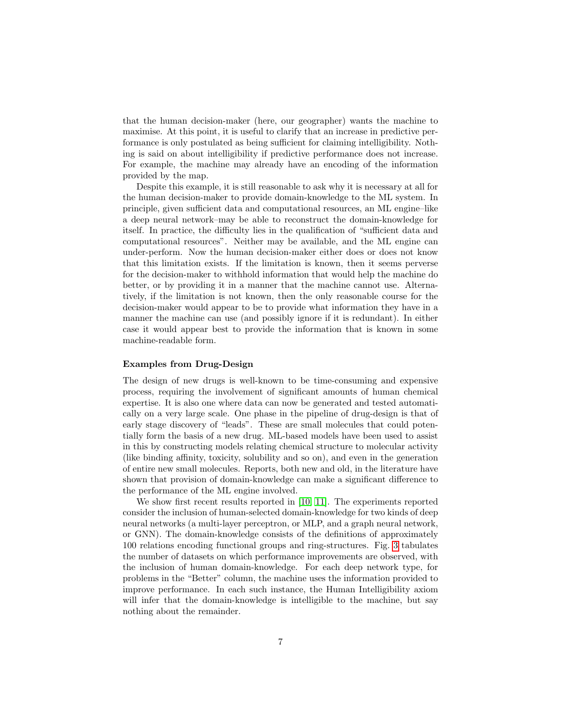that the human decision-maker (here, our geographer) wants the machine to maximise. At this point, it is useful to clarify that an increase in predictive performance is only postulated as being sufficient for claiming intelligibility. Nothing is said on about intelligibility if predictive performance does not increase. For example, the machine may already have an encoding of the information provided by the map.

Despite this example, it is still reasonable to ask why it is necessary at all for the human decision-maker to provide domain-knowledge to the ML system. In principle, given sufficient data and computational resources, an ML engine–like a deep neural network–may be able to reconstruct the domain-knowledge for itself. In practice, the difficulty lies in the qualification of "sufficient data and computational resources". Neither may be available, and the ML engine can under-perform. Now the human decision-maker either does or does not know that this limitation exists. If the limitation is known, then it seems perverse for the decision-maker to withhold information that would help the machine do better, or by providing it in a manner that the machine cannot use. Alternatively, if the limitation is not known, then the only reasonable course for the decision-maker would appear to be to provide what information they have in a manner the machine can use (and possibly ignore if it is redundant). In either case it would appear best to provide the information that is known in some machine-readable form.

### Examples from Drug-Design

The design of new drugs is well-known to be time-consuming and expensive process, requiring the involvement of significant amounts of human chemical expertise. It is also one where data can now be generated and tested automatically on a very large scale. One phase in the pipeline of drug-design is that of early stage discovery of "leads". These are small molecules that could potentially form the basis of a new drug. ML-based models have been used to assist in this by constructing models relating chemical structure to molecular activity (like binding affinity, toxicity, solubility and so on), and even in the generation of entire new small molecules. Reports, both new and old, in the literature have shown that provision of domain-knowledge can make a significant difference to the performance of the ML engine involved.

We show first recent results reported in [10, 11]. The experiments reported consider the inclusion of human-selected domain-knowledge for two kinds of deep neural networks (a multi-layer perceptron, or MLP, and a graph neural network, or GNN). The domain-knowledge consists of the definitions of approximately 100 relations encoding functional groups and ring-structures. Fig. 3 tabulates the number of datasets on which performance improvements are observed, with the inclusion of human domain-knowledge. For each deep network type, for problems in the "Better" column, the machine uses the information provided to improve performance. In each such instance, the Human Intelligibility axiom will infer that the domain-knowledge is intelligible to the machine, but say nothing about the remainder.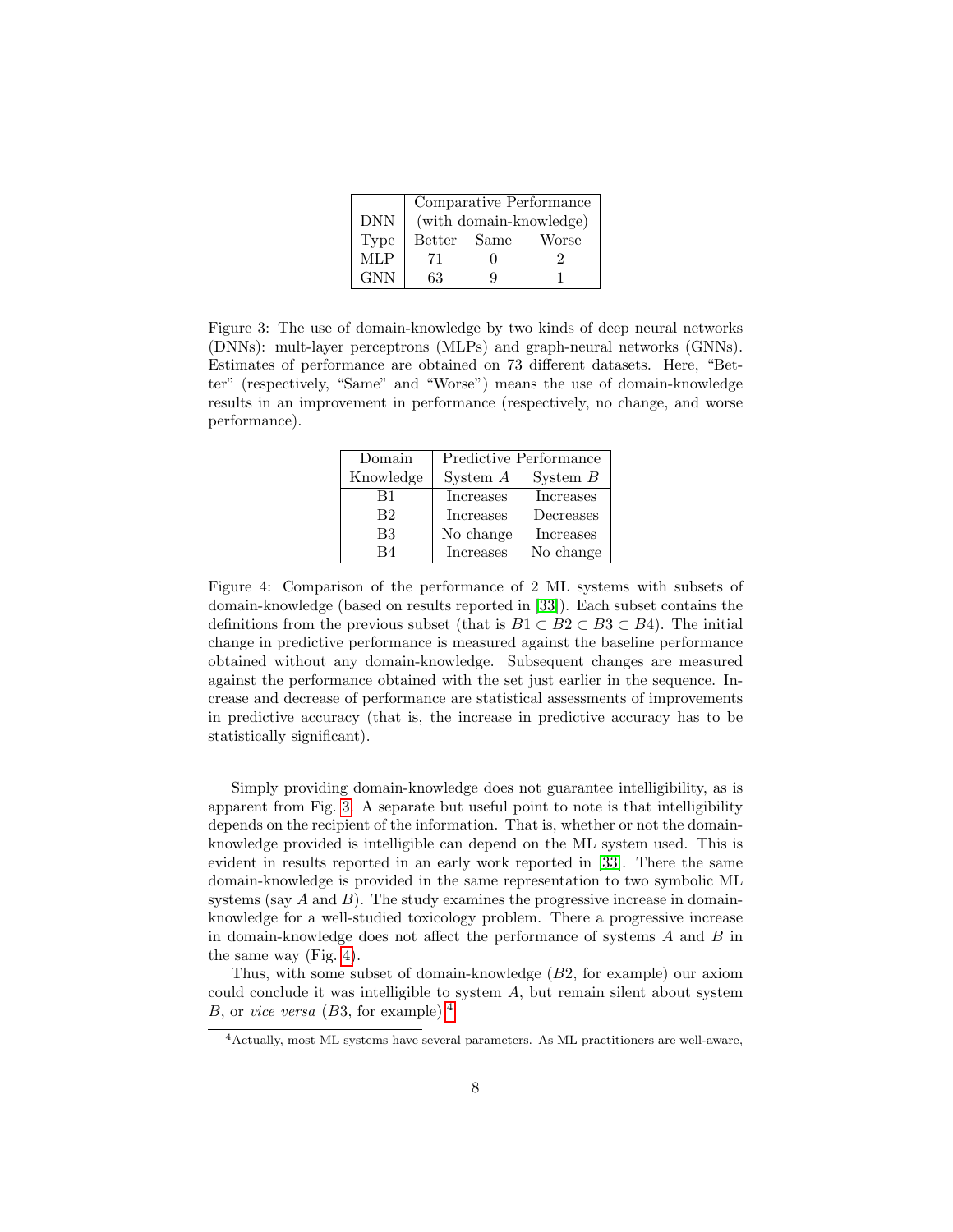| DNN Type | Comparative Performance (with domain-knowledge) | | |
|---|---|---|---|
| | Better | Same | Worse |
| MLP | 71 | 0 | 2 |
| GNN | 63 | 9 | 1 |

Figure 3: The use of domain-knowledge by two kinds of deep neural networks (DNNs): mult-layer perceptrons (MLPs) and graph-neural networks (GNNs). Estimates of performance are obtained on 73 different datasets. Here, "Better" (respectively, "Same" and "Worse") means the use of domain-knowledge results in an improvement in performance (respectively, no change, and worse performance).

| Domain Knowledge | Predictive Performance | |
|---|---|---|
| | System $A$ | System $B$ |
| B1 | Increases | Increases |
| B2 | Increases | Decreases |
| B3 | No change | Increases |
| B4 | Increases | No change |

Figure 4: Comparison of the performance of 2 ML systems with subsets of domain-knowledge (based on results reported in [33]). Each subset contains the definitions from the previous subset (that is $B1 \subset B2 \subset B3 \subset B4$). The initial change in predictive performance is measured against the baseline performance obtained without any domain-knowledge. Subsequent changes are measured against the performance obtained with the set just earlier in the sequence. Increase and decrease of performance are statistical assessments of improvements in predictive accuracy (that is, the increase in predictive accuracy has to be statistically significant).

Simply providing domain-knowledge does not guarantee intelligibility, as is apparent from Fig. 3. A separate but useful point to note is that intelligibility depends on the recipient of the information. That is, whether or not the domain-knowledge provided is intelligible can depend on the ML system used. This is evident in results reported in an early work reported in [33]. There the same domain-knowledge is provided in the same representation to two symbolic ML systems (say $A$ and $B$). The study examines the progressive increase in domain-knowledge for a well-studied toxicology problem. There a progressive increase in domain-knowledge does not affect the performance of systems $A$ and $B$ in the same way (Fig. 4).

Thus, with some subset of domain-knowledge ($B2$, for example) our axiom could conclude it was intelligible to system $A$, but remain silent about system $B$, or *vice versa* ($B3$, for example).[4]

[4]Actually, most ML systems have several parameters. As ML practitioners are well-aware,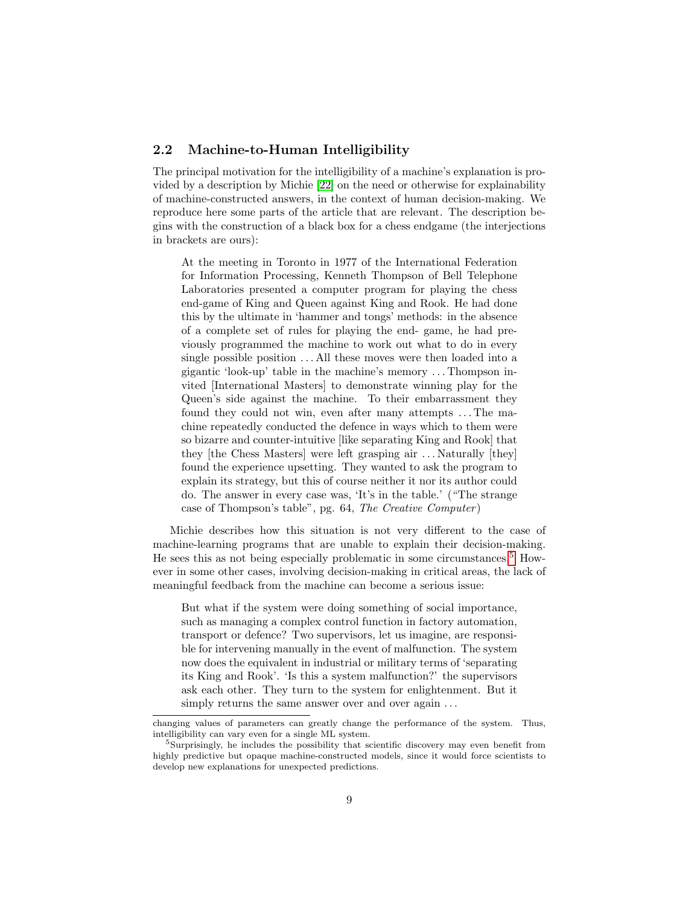### 2.2 Machine-to-Human Intelligibility

The principal motivation for the intelligibility of a machine's explanation is provided by a description by Michie [22] on the need or otherwise for explainability of machine-constructed answers, in the context of human decision-making. We reproduce here some parts of the article that are relevant. The description begins with the construction of a black box for a chess endgame (the interjections in brackets are ours):

> At the meeting in Toronto in 1977 of the International Federation for Information Processing, Kenneth Thompson of Bell Telephone Laboratories presented a computer program for playing the chess end-game of King and Queen against King and Rook. He had done this by the ultimate in 'hammer and tongs' methods: in the absence of a complete set of rules for playing the end- game, he had previously programmed the machine to work out what to do in every single possible position ... All these moves were then loaded into a gigantic 'look-up' table in the machine's memory ... Thompson invited [International Masters] to demonstrate winning play for the Queen's side against the machine. To their embarrassment they found they could not win, even after many attempts ... The machine repeatedly conducted the defence in ways which to them were so bizarre and counter-intuitive [like separating King and Rook] that they [the Chess Masters] were left grasping air ... Naturally [they] found the experience upsetting. They wanted to ask the program to explain its strategy, but this of course neither it nor its author could do. The answer in every case was, 'It's in the table.' ("The strange case of Thompson's table", pg. 64, *The Creative Computer*)

Michie describes how this situation is not very different to the case of machine-learning programs that are unable to explain their decision-making. He sees this as not being especially problematic in some circumstances.[5] However in some other cases, involving decision-making in critical areas, the lack of meaningful feedback from the machine can become a serious issue:

> But what if the system were doing something of social importance, such as managing a complex control function in factory automation, transport or defence? Two supervisors, let us imagine, are responsible for intervening manually in the event of malfunction. The system now does the equivalent in industrial or military terms of 'separating its King and Rook'. 'Is this a system malfunction?' the supervisors ask each other. They turn to the system for enlightenment. But it simply returns the same answer over and over again ...

changing values of parameters can greatly change the performance of the system. Thus, intelligibility can vary even for a single ML system.

[5] Surprisingly, he includes the possibility that scientific discovery may even benefit from highly predictive but opaque machine-constructed models, since it would force scientists to develop new explanations for unexpected predictions.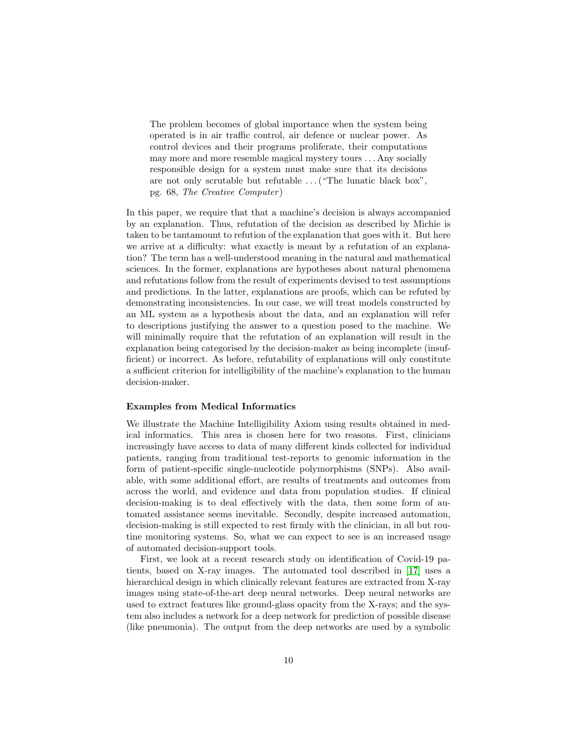> The problem becomes of global importance when the system being operated is in air traffic control, air defence or nuclear power. As control devices and their programs proliferate, their computations may more and more resemble magical mystery tours . . . Any socially responsible design for a system must make sure that its decisions are not only scrutable but refutable . . . ("The lunatic black box", pg. 68, *The Creative Computer*)

In this paper, we require that that a machine's decision is always accompanied by an explanation. Thus, refutation of the decision as described by Michie is taken to be tantamount to refution of the explanation that goes with it. But here we arrive at a difficulty: what exactly is meant by a refutation of an explanation? The term has a well-understood meaning in the natural and mathematical sciences. In the former, explanations are hypotheses about natural phenomena and refutations follow from the result of experiments devised to test assumptions and predictions. In the latter, explanations are proofs, which can be refuted by demonstrating inconsistencies. In our case, we will treat models constructed by an ML system as a hypothesis about the data, and an explanation will refer to descriptions justifying the answer to a question posed to the machine. We will minimally require that the refutation of an explanation will result in the explanation being categorised by the decision-maker as being incomplete (insufficient) or incorrect. As before, refutability of explanations will only constitute a sufficient criterion for intelligibility of the machine's explanation to the human decision-maker.

**Examples from Medical Informatics**

We illustrate the Machine Intelligibility Axiom using results obtained in medical informatics. This area is chosen here for two reasons. First, clinicians increasingly have access to data of many different kinds collected for individual patients, ranging from traditional test-reports to genomic information in the form of patient-specific single-nucleotide polymorphisms (SNPs). Also available, with some additional effort, are results of treatments and outcomes from across the world, and evidence and data from population studies. If clinical decision-making is to deal effectively with the data, then some form of automated assistance seems inevitable. Secondly, despite increased automation, decision-making is still expected to rest firmly with the clinician, in all but routine monitoring systems. So, what we can expect to see is an increased usage of automated decision-support tools.

First, we look at a recent research study on identification of Covid-19 patients, based on X-ray images. The automated tool described in [17] uses a hierarchical design in which clinically relevant features are extracted from X-ray images using state-of-the-art deep neural networks. Deep neural networks are used to extract features like ground-glass opacity from the X-rays; and the system also includes a network for a deep network for prediction of possible disease (like pneumonia). The output from the deep networks are used by a symbolic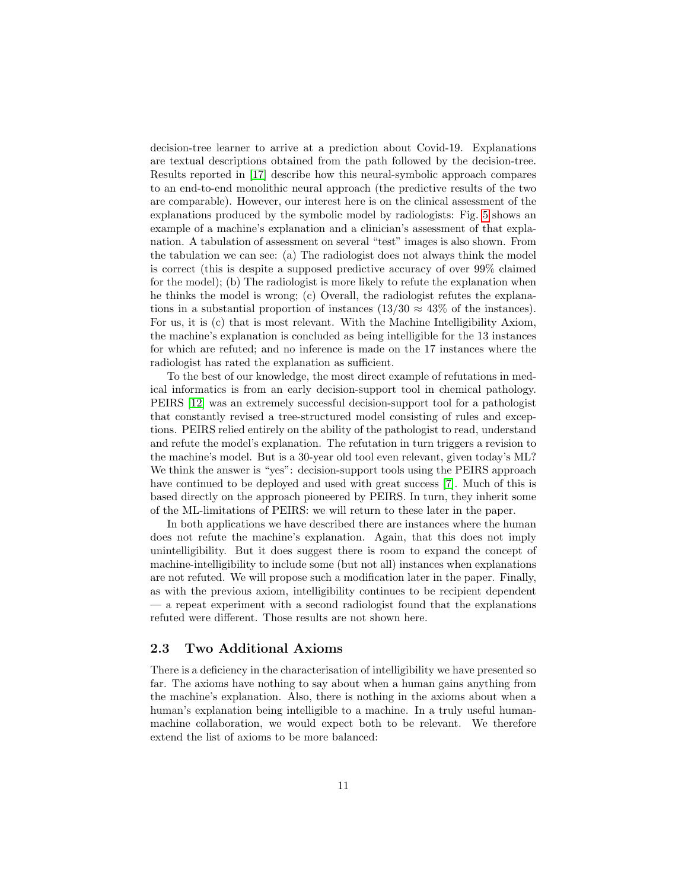decision-tree learner to arrive at a prediction about Covid-19. Explanations are textual descriptions obtained from the path followed by the decision-tree. Results reported in [17] describe how this neural-symbolic approach compares to an end-to-end monolithic neural approach (the predictive results of the two are comparable). However, our interest here is on the clinical assessment of the explanations produced by the symbolic model by radiologists: Fig. 5 shows an example of a machine's explanation and a clinician's assessment of that explanation. A tabulation of assessment on several "test" images is also shown. From the tabulation we can see: (a) The radiologist does not always think the model is correct (this is despite a supposed predictive accuracy of over 99% claimed for the model); (b) The radiologist is more likely to refute the explanation when he thinks the model is wrong; (c) Overall, the radiologist refutes the explanations in a substantial proportion of instances ($13/30 \approx 43\%$ of the instances). For us, it is (c) that is most relevant. With the Machine Intelligibility Axiom, the machine's explanation is concluded as being intelligible for the 13 instances for which are refuted; and no inference is made on the 17 instances where the radiologist has rated the explanation as sufficient.

To the best of our knowledge, the most direct example of refutations in medical informatics is from an early decision-support tool in chemical pathology. PEIRS [12] was an extremely successful decision-support tool for a pathologist that constantly revised a tree-structured model consisting of rules and exceptions. PEIRS relied entirely on the ability of the pathologist to read, understand and refute the model's explanation. The refutation in turn triggers a revision to the machine's model. But is a 30-year old tool even relevant, given today's ML? We think the answer is "yes": decision-support tools using the PEIRS approach have continued to be deployed and used with great success [7]. Much of this is based directly on the approach pioneered by PEIRS. In turn, they inherit some of the ML-limitations of PEIRS: we will return to these later in the paper.

In both applications we have described there are instances where the human does not refute the machine's explanation. Again, that this does not imply unintelligibility. But it does suggest there is room to expand the concept of machine-intelligibility to include some (but not all) instances when explanations are not refuted. We will propose such a modification later in the paper. Finally, as with the previous axiom, intelligibility continues to be recipient dependent — a repeat experiment with a second radiologist found that the explanations refuted were different. Those results are not shown here.

### 2.3 Two Additional Axioms

There is a deficiency in the characterisation of intelligibility we have presented so far. The axioms have nothing to say about when a human gains anything from the machine's explanation. Also, there is nothing in the axioms about when a human's explanation being intelligible to a machine. In a truly useful human-machine collaboration, we would expect both to be relevant. We therefore extend the list of axioms to be more balanced: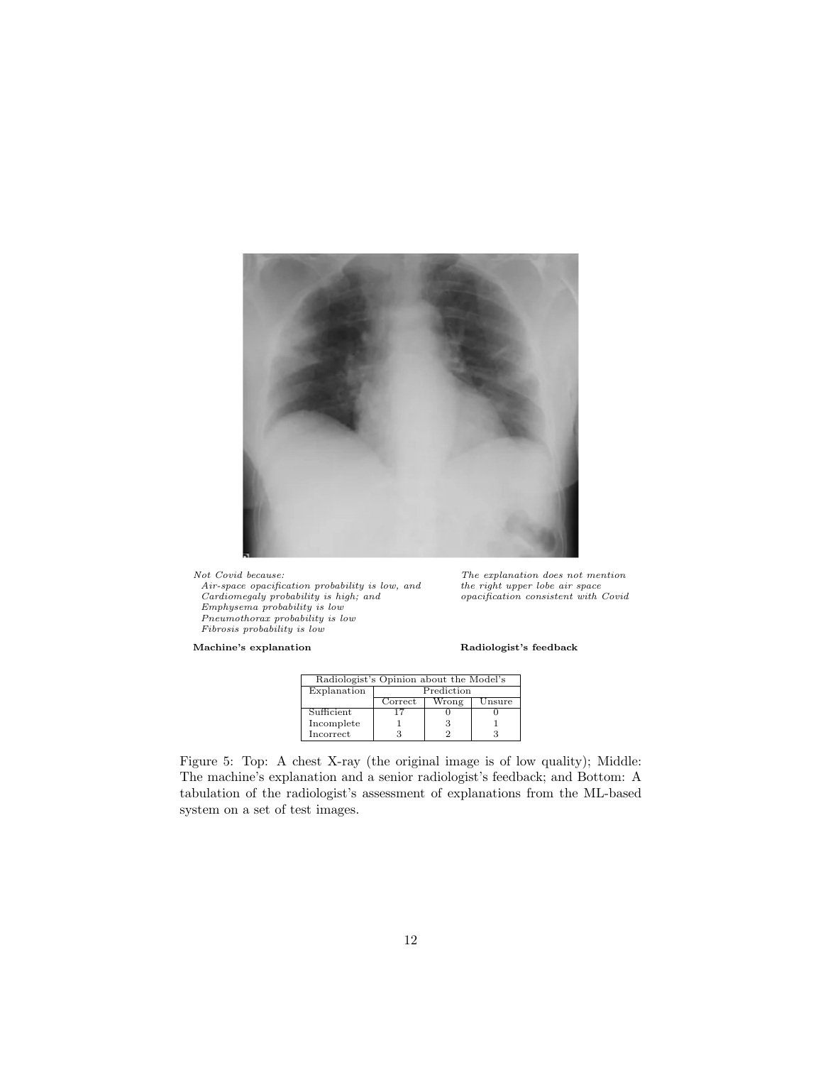*Not Covid because:*
*Air-space opacification probability is low, and*
*Cardiomegaly probability is high; and*
*Emphysema probability is low*
*Pneumothorax probability is low*
*Fibrosis probability is low*

**Machine's explanation**

*The explanation does not mention the right upper lobe air space opacification consistent with Covid*

**Radiologist's feedback**

| Radiologist's Opinion about the Model's | | | |
|---|---|---|---|
| Explanation | Prediction | | |
| | Correct | Wrong | Unsure |
| Sufficient | 17 | 0 | 0 |
| Incomplete | 1 | 3 | 1 |
| Incorrect | 3 | 2 | 3 |

Figure 5: Top: A chest X-ray (the original image is of low quality); Middle: The machine's explanation and a senior radiologist's feedback; and Bottom: A tabulation of the radiologist's assessment of explanations from the ML-based system on a set of test images.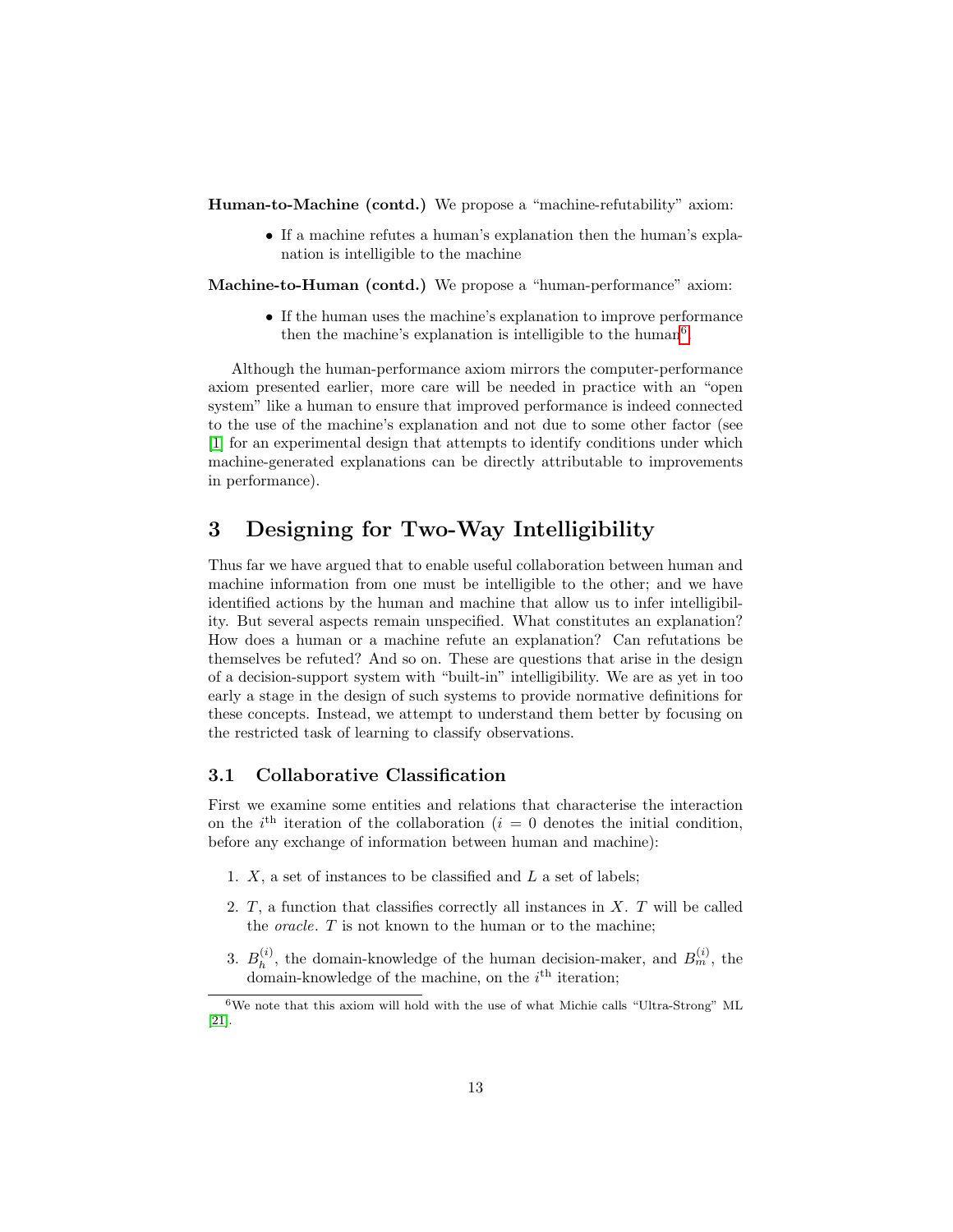**Human-to-Machine (contd.)** We propose a "machine-refutability" axiom:

- If a machine refutes a human's explanation then the human's explanation is intelligible to the machine

**Machine-to-Human (contd.)** We propose a "human-performance" axiom:

- If the human uses the machine's explanation to improve performance then the machine's explanation is intelligible to the human[6].

Although the human-performance axiom mirrors the computer-performance axiom presented earlier, more care will be needed in practice with an "open system" like a human to ensure that improved performance is indeed connected to the use of the machine's explanation and not due to some other factor (see [1] for an experimental design that attempts to identify conditions under which machine-generated explanations can be directly attributable to improvements in performance).

# 3 Designing for Two-Way Intelligibility

Thus far we have argued that to enable useful collaboration between human and machine information from one must be intelligible to the other; and we have identified actions by the human and machine that allow us to infer intelligibility. But several aspects remain unspecified. What constitutes an explanation? How does a human or a machine refute an explanation? Can refutations be themselves be refuted? And so on. These are questions that arise in the design of a decision-support system with "built-in" intelligibility. We are as yet in too early a stage in the design of such systems to provide normative definitions for these concepts. Instead, we attempt to understand them better by focusing on the restricted task of learning to classify observations.

## 3.1 Collaborative Classification

First we examine some entities and relations that characterise the interaction on the $i^{\text{th}}$ iteration of the collaboration ($i = 0$ denotes the initial condition, before any exchange of information between human and machine):

1. $X$, a set of instances to be classified and $L$ a set of labels;
2. $T$, a function that classifies correctly all instances in $X$. $T$ will be called the *oracle*. $T$ is not known to the human or to the machine;
3. $B_h^{(i)}$, the domain-knowledge of the human decision-maker, and $B_m^{(i)}$, the domain-knowledge of the machine, on the $i^{\text{th}}$ iteration;

[6] We note that this axiom will hold with the use of what Michie calls "Ultra-Strong" ML [21].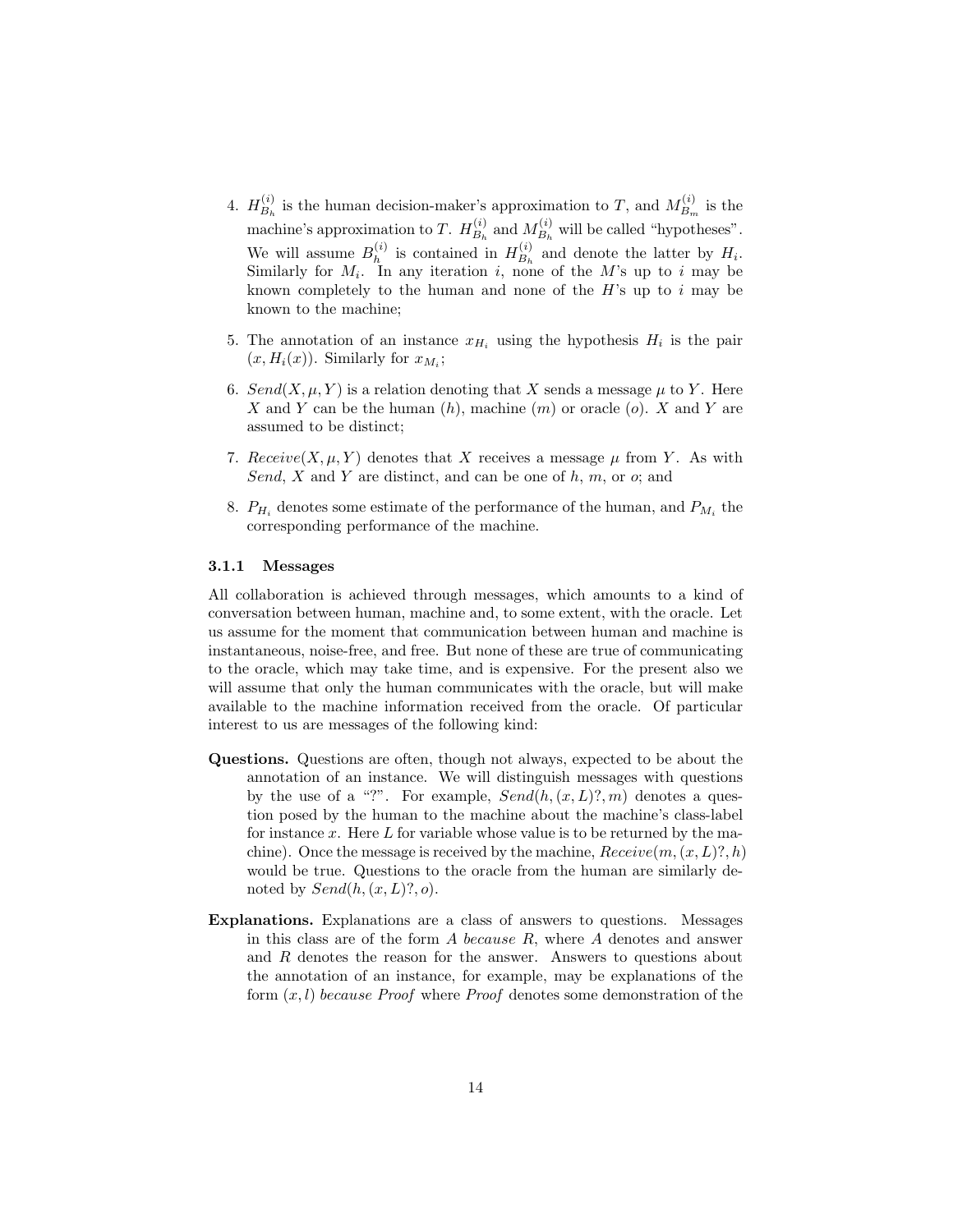4. $H_{B_h}^{(i)}$ is the human decision-maker's approximation to $T$, and $M_{B_m}^{(i)}$ is the machine's approximation to $T$. $H_{B_h}^{(i)}$ and $M_{B_h}^{(i)}$ will be called "hypotheses". We will assume $B_h^{(i)}$ is contained in $H_{B_h}^{(i)}$ and denote the latter by $H_i$. Similarly for $M_i$. In any iteration $i$, none of the $M$'s up to $i$ may be known completely to the human and none of the $H$'s up to $i$ may be known to the machine;

5. The annotation of an instance $x_{H_i}$ using the hypothesis $H_i$ is the pair $(x, H_i(x))$. Similarly for $x_{M_i}$;

6. $Send(X, \mu, Y)$ is a relation denoting that $X$ sends a message $\mu$ to $Y$. Here $X$ and $Y$ can be the human ($h$), machine ($m$) or oracle ($o$). $X$ and $Y$ are assumed to be distinct;

7. $Receive(X, \mu, Y)$ denotes that $X$ receives a message $\mu$ from $Y$. As with *Send*, $X$ and $Y$ are distinct, and can be one of $h$, $m$, or $o$; and

8. $P_{H_i}$ denotes some estimate of the performance of the human, and $P_{M_i}$ the corresponding performance of the machine.

#### 3.1.1 Messages

All collaboration is achieved through messages, which amounts to a kind of conversation between human, machine and, to some extent, with the oracle. Let us assume for the moment that communication between human and machine is instantaneous, noise-free, and free. But none of these are true of communicating to the oracle, which may take time, and is expensive. For the present also we will assume that only the human communicates with the oracle, but will make available to the machine information received from the oracle. Of particular interest to us are messages of the following kind:

**Questions.** Questions are often, though not always, expected to be about the annotation of an instance. We will distinguish messages with questions by the use of a "?". For example, $Send(h, (x, L)?, m)$ denotes a question posed by the human to the machine about the machine's class-label for instance $x$. Here $L$ for variable whose value is to be returned by the machine). Once the message is received by the machine, $Receive(m, (x, L)?, h)$ would be true. Questions to the oracle from the human are similarly denoted by $Send(h, (x, L)?, o)$.

**Explanations.** Explanations are a class of answers to questions. Messages in this class are of the form *A because R*, where $A$ denotes and answer and $R$ denotes the reason for the answer. Answers to questions about the annotation of an instance, for example, may be explanations of the form $(x, l)$ *because Proof* where *Proof* denotes some demonstration of the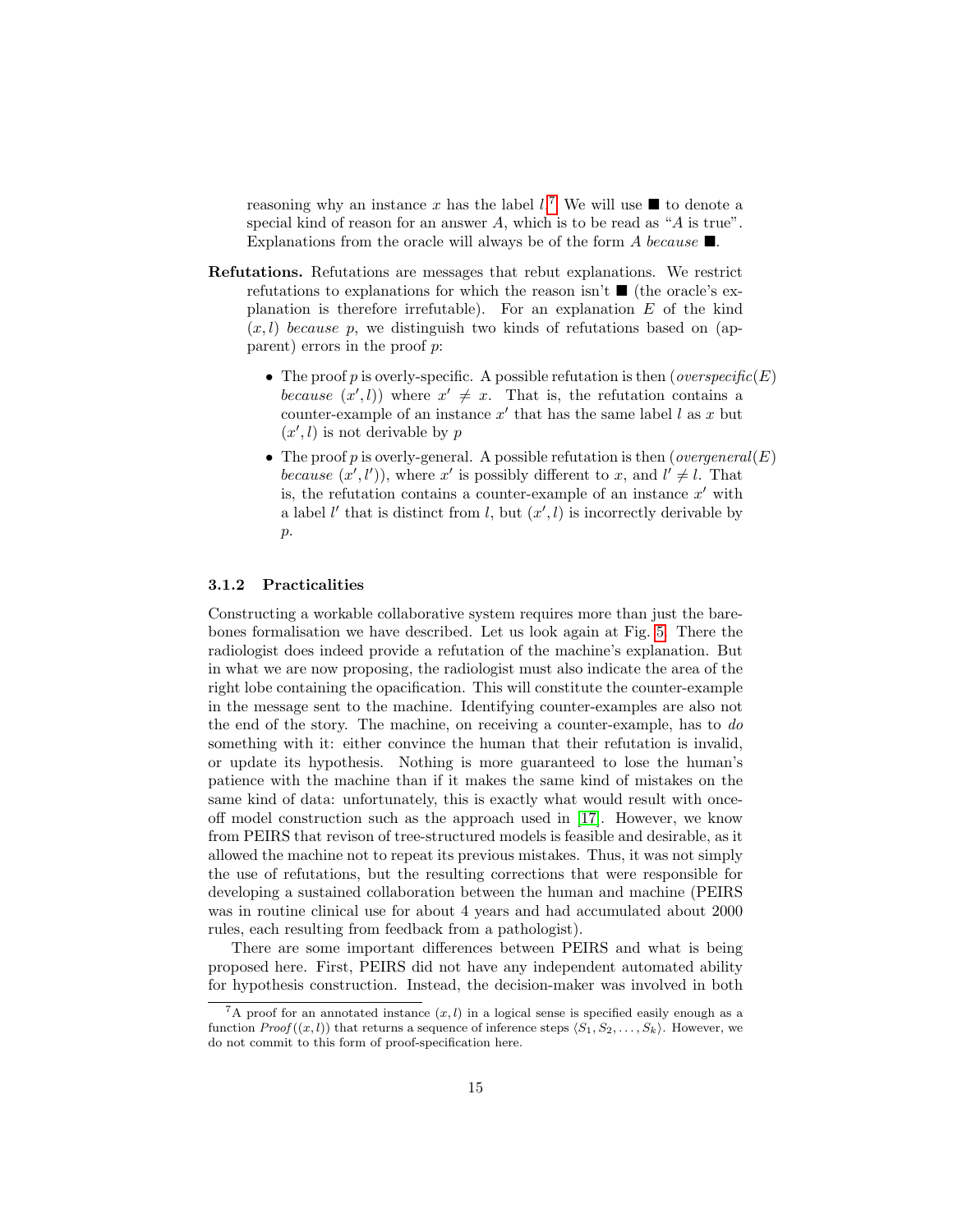reasoning why an instance $x$ has the label $l$.[7] We will use ■ to denote a special kind of reason for an answer $A$, which is to be read as "$A$ is true". Explanations from the oracle will always be of the form $A$ *because* ■.

**Refutations.** Refutations are messages that rebut explanations. We restrict refutations to explanations for which the reason isn't ■ (the oracle's explanation is therefore irrefutable). For an explanation $E$ of the kind $(x, l)$ *because* $p$, we distinguish two kinds of refutations based on (apparent) errors in the proof $p$:

- The proof $p$ is overly-specific. A possible refutation is then ($\mathit{overspecific}(E)$ *because* $(x', l)$) where $x' \neq x$. That is, the refutation contains a counter-example of an instance $x'$ that has the same label $l$ as $x$ but $(x', l)$ is not derivable by $p$
- The proof $p$ is overly-general. A possible refutation is then ($\mathit{overgeneral}(E)$ *because* $(x', l')$), where $x'$ is possibly different to $x$, and $l' \neq l$. That is, the refutation contains a counter-example of an instance $x'$ with a label $l'$ that is distinct from $l$, but $(x', l)$ is incorrectly derivable by $p$.

### 3.1.2 Practicalities

Constructing a workable collaborative system requires more than just the bare-bones formalisation we have described. Let us look again at Fig. 5. There the radiologist does indeed provide a refutation of the machine's explanation. But in what we are now proposing, the radiologist must also indicate the area of the right lobe containing the opacification. This will constitute the counter-example in the message sent to the machine. Identifying counter-examples are also not the end of the story. The machine, on receiving a counter-example, has to *do* something with it: either convince the human that their refutation is invalid, or update its hypothesis. Nothing is more guaranteed to lose the human's patience with the machine than if it makes the same kind of mistakes on the same kind of data: unfortunately, this is exactly what would result with once-off model construction such as the approach used in [17]. However, we know from PEIRS that revison of tree-structured models is feasible and desirable, as it allowed the machine not to repeat its previous mistakes. Thus, it was not simply the use of refutations, but the resulting corrections that were responsible for developing a sustained collaboration between the human and machine (PEIRS was in routine clinical use for about 4 years and had accumulated about 2000 rules, each resulting from feedback from a pathologist).

There are some important differences between PEIRS and what is being proposed here. First, PEIRS did not have any independent automated ability for hypothesis construction. Instead, the decision-maker was involved in both

[7] A proof for an annotated instance $(x, l)$ in a logical sense is specified easily enough as a function $\mathit{Proof}((x, l))$ that returns a sequence of inference steps $\langle S_1, S_2, \ldots, S_k \rangle$. However, we do not commit to this form of proof-specification here.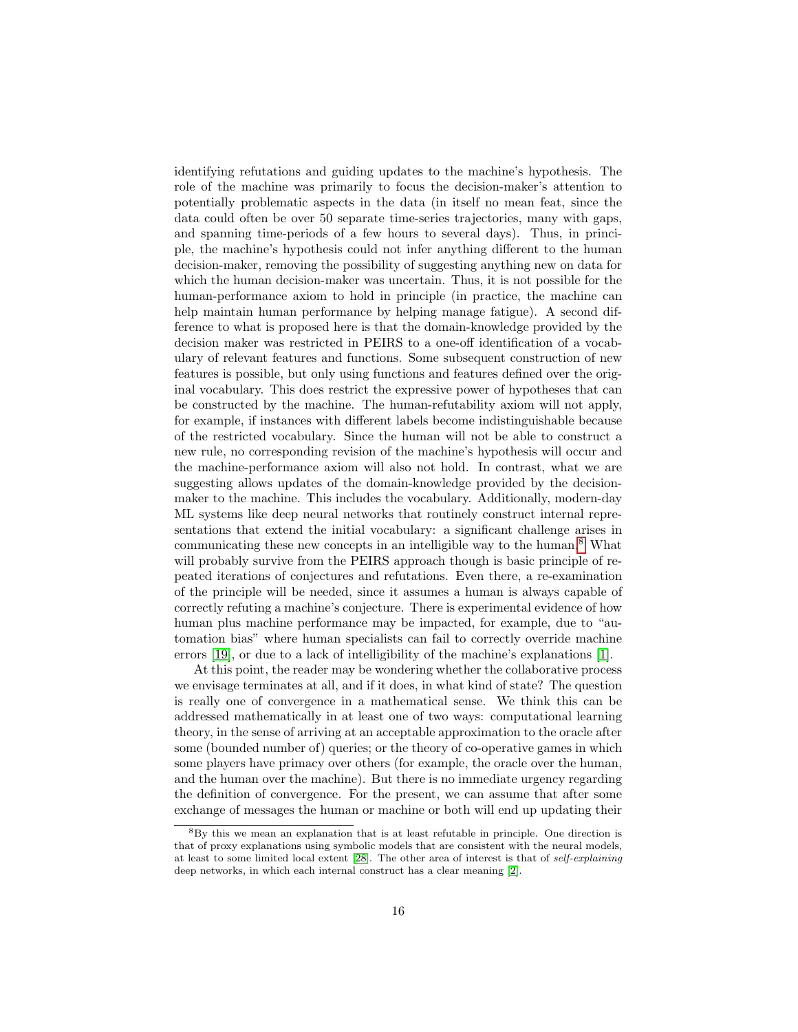identifying refutations and guiding updates to the machine's hypothesis. The role of the machine was primarily to focus the decision-maker's attention to potentially problematic aspects in the data (in itself no mean feat, since the data could often be over 50 separate time-series trajectories, many with gaps, and spanning time-periods of a few hours to several days). Thus, in principle, the machine's hypothesis could not infer anything different to the human decision-maker, removing the possibility of suggesting anything new on data for which the human decision-maker was uncertain. Thus, it is not possible for the human-performance axiom to hold in principle (in practice, the machine can help maintain human performance by helping manage fatigue). A second difference to what is proposed here is that the domain-knowledge provided by the decision maker was restricted in PEIRS to a one-off identification of a vocabulary of relevant features and functions. Some subsequent construction of new features is possible, but only using functions and features defined over the original vocabulary. This does restrict the expressive power of hypotheses that can be constructed by the machine. The human-refutability axiom will not apply, for example, if instances with different labels become indistinguishable because of the restricted vocabulary. Since the human will not be able to construct a new rule, no corresponding revision of the machine's hypothesis will occur and the machine-performance axiom will also not hold. In contrast, what we are suggesting allows updates of the domain-knowledge provided by the decision-maker to the machine. This includes the vocabulary. Additionally, modern-day ML systems like deep neural networks that routinely construct internal representations that extend the initial vocabulary: a significant challenge arises in communicating these new concepts in an intelligible way to the human.[8] What will probably survive from the PEIRS approach though is basic principle of repeated iterations of conjectures and refutations. Even there, a re-examination of the principle will be needed, since it assumes a human is always capable of correctly refuting a machine's conjecture. There is experimental evidence of how human plus machine performance may be impacted, for example, due to "automation bias" where human specialists can fail to correctly override machine errors [19], or due to a lack of intelligibility of the machine's explanations [1].

At this point, the reader may be wondering whether the collaborative process we envisage terminates at all, and if it does, in what kind of state? The question is really one of convergence in a mathematical sense. We think this can be addressed mathematically in at least one of two ways: computational learning theory, in the sense of arriving at an acceptable approximation to the oracle after some (bounded number of) queries; or the theory of co-operative games in which some players have primacy over others (for example, the oracle over the human, and the human over the machine). But there is no immediate urgency regarding the definition of convergence. For the present, we can assume that after some exchange of messages the human or machine or both will end up updating their

[8] By this we mean an explanation that is at least refutable in principle. One direction is that of proxy explanations using symbolic models that are consistent with the neural models, at least to some limited local extent [28]. The other area of interest is that of *self-explaining* deep networks, in which each internal construct has a clear meaning [2].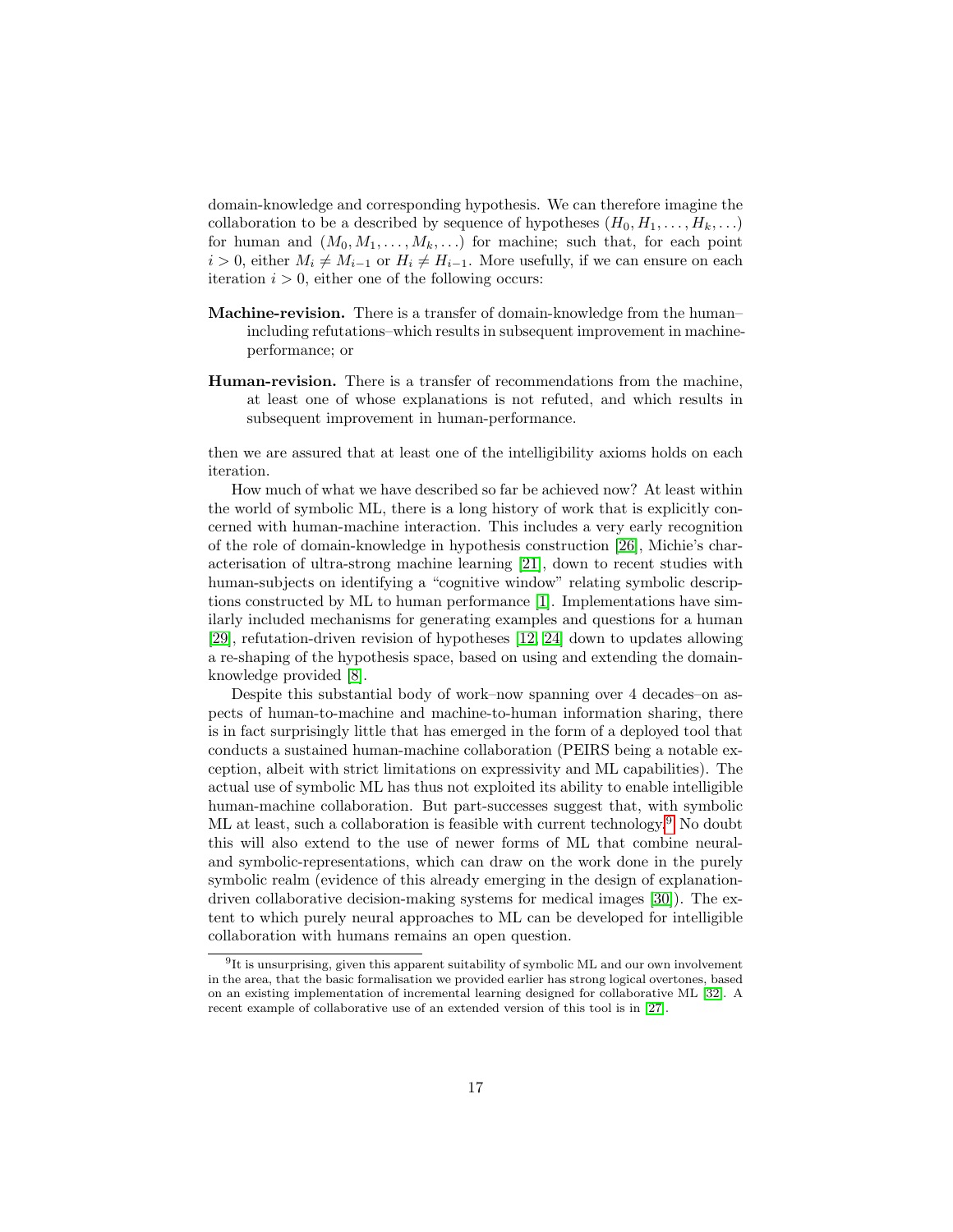domain-knowledge and corresponding hypothesis. We can therefore imagine the collaboration to be a described by sequence of hypotheses $(H_0, H_1, \ldots, H_k, \ldots)$ for human and $(M_0, M_1, \ldots, M_k, \ldots)$ for machine; such that, for each point $i > 0$, either $M_i \neq M_{i-1}$ or $H_i \neq H_{i-1}$. More usefully, if we can ensure on each iteration $i > 0$, either one of the following occurs:

**Machine-revision.** There is a transfer of domain-knowledge from the human–including refutations–which results in subsequent improvement in machine-performance; or

**Human-revision.** There is a transfer of recommendations from the machine, at least one of whose explanations is not refuted, and which results in subsequent improvement in human-performance.

then we are assured that at least one of the intelligibility axioms holds on each iteration.

How much of what we have described so far be achieved now? At least within the world of symbolic ML, there is a long history of work that is explicitly concerned with human-machine interaction. This includes a very early recognition of the role of domain-knowledge in hypothesis construction [26], Michie's characterisation of ultra-strong machine learning [21], down to recent studies with human-subjects on identifying a "cognitive window" relating symbolic descriptions constructed by ML to human performance [1]. Implementations have similarly included mechanisms for generating examples and questions for a human [29], refutation-driven revision of hypotheses [12, 24] down to updates allowing a re-shaping of the hypothesis space, based on using and extending the domain-knowledge provided [8].

Despite this substantial body of work–now spanning over 4 decades–on aspects of human-to-machine and machine-to-human information sharing, there is in fact surprisingly little that has emerged in the form of a deployed tool that conducts a sustained human-machine collaboration (PEIRS being a notable exception, albeit with strict limitations on expressivity and ML capabilities). The actual use of symbolic ML has thus not exploited its ability to enable intelligible human-machine collaboration. But part-successes suggest that, with symbolic ML at least, such a collaboration is feasible with current technology.[9] No doubt this will also extend to the use of newer forms of ML that combine neural- and symbolic-representations, which can draw on the work done in the purely symbolic realm (evidence of this already emerging in the design of explanation-driven collaborative decision-making systems for medical images [30]). The extent to which purely neural approaches to ML can be developed for intelligible collaboration with humans remains an open question.

[9] It is unsurprising, given this apparent suitability of symbolic ML and our own involvement in the area, that the basic formalisation we provided earlier has strong logical overtones, based on an existing implementation of incremental learning designed for collaborative ML [32]. A recent example of collaborative use of an extended version of this tool is in [27].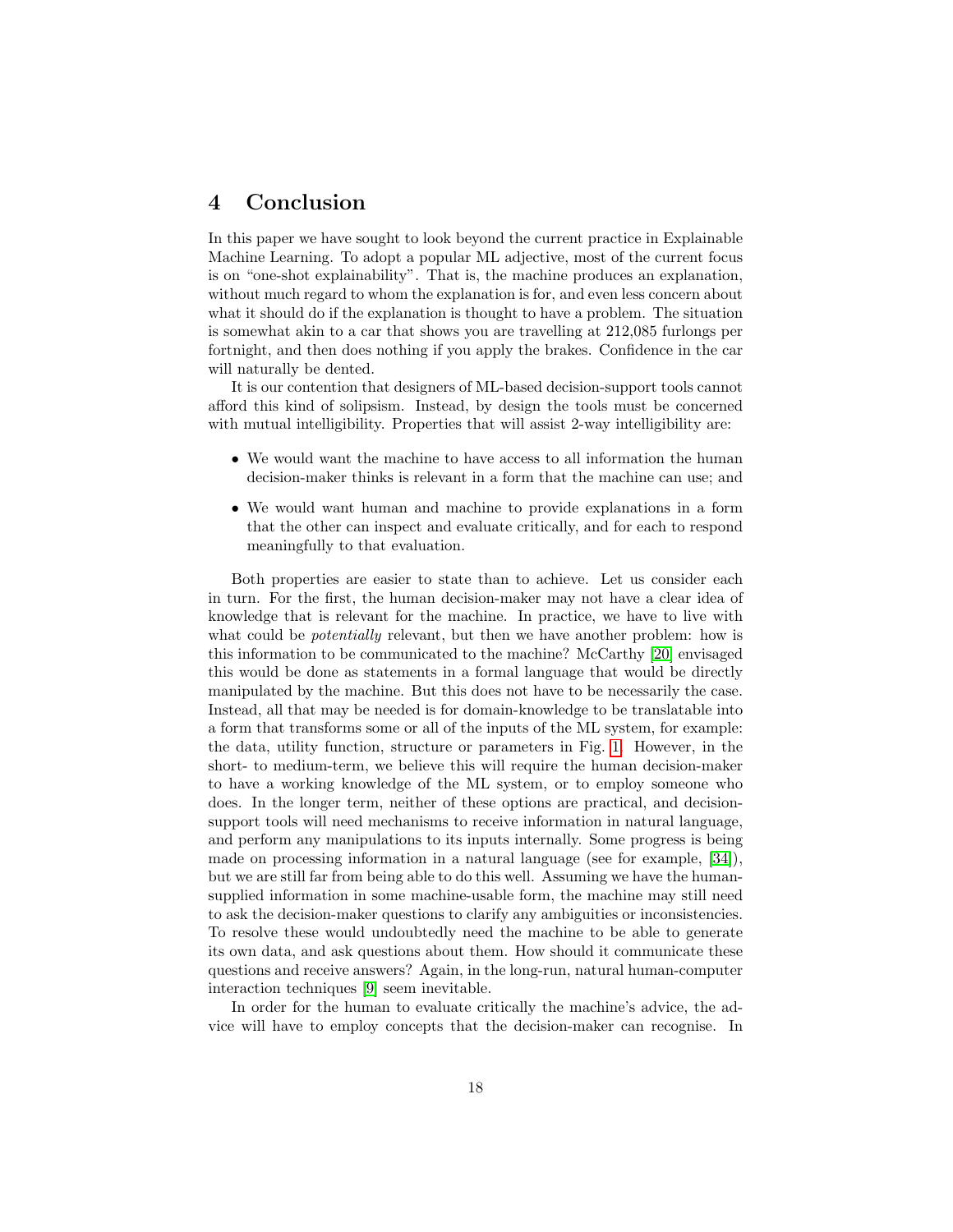## 4 Conclusion

In this paper we have sought to look beyond the current practice in Explainable Machine Learning. To adopt a popular ML adjective, most of the current focus is on "one-shot explainability". That is, the machine produces an explanation, without much regard to whom the explanation is for, and even less concern about what it should do if the explanation is thought to have a problem. The situation is somewhat akin to a car that shows you are travelling at 212,085 furlongs per fortnight, and then does nothing if you apply the brakes. Confidence in the car will naturally be dented.

It is our contention that designers of ML-based decision-support tools cannot afford this kind of solipsism. Instead, by design the tools must be concerned with mutual intelligibility. Properties that will assist 2-way intelligibility are:

- We would want the machine to have access to all information the human decision-maker thinks is relevant in a form that the machine can use; and
- We would want human and machine to provide explanations in a form that the other can inspect and evaluate critically, and for each to respond meaningfully to that evaluation.

Both properties are easier to state than to achieve. Let us consider each in turn. For the first, the human decision-maker may not have a clear idea of knowledge that is relevant for the machine. In practice, we have to live with what could be *potentially* relevant, but then we have another problem: how is this information to be communicated to the machine? McCarthy [20] envisaged this would be done as statements in a formal language that would be directly manipulated by the machine. But this does not have to be necessarily the case. Instead, all that may be needed is for domain-knowledge to be translatable into a form that transforms some or all of the inputs of the ML system, for example: the data, utility function, structure or parameters in Fig. 1. However, in the short- to medium-term, we believe this will require the human decision-maker to have a working knowledge of the ML system, or to employ someone who does. In the longer term, neither of these options are practical, and decision-support tools will need mechanisms to receive information in natural language, and perform any manipulations to its inputs internally. Some progress is being made on processing information in a natural language (see for example, [34]), but we are still far from being able to do this well. Assuming we have the human-supplied information in some machine-usable form, the machine may still need to ask the decision-maker questions to clarify any ambiguities or inconsistencies. To resolve these would undoubtedly need the machine to be able to generate its own data, and ask questions about them. How should it communicate these questions and receive answers? Again, in the long-run, natural human-computer interaction techniques [9] seem inevitable.

In order for the human to evaluate critically the machine's advice, the advice will have to employ concepts that the decision-maker can recognise. In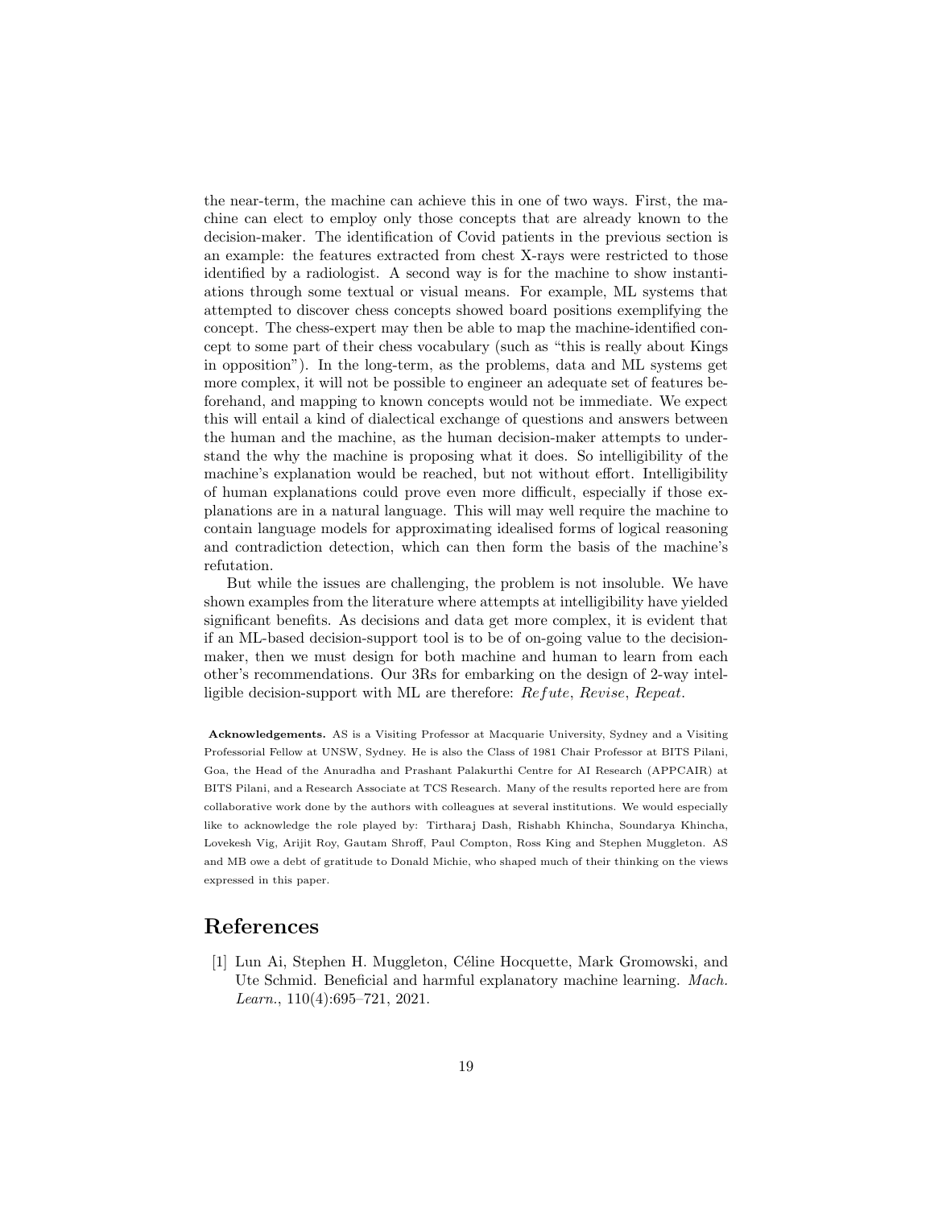the near-term, the machine can achieve this in one of two ways. First, the machine can elect to employ only those concepts that are already known to the decision-maker. The identification of Covid patients in the previous section is an example: the features extracted from chest X-rays were restricted to those identified by a radiologist. A second way is for the machine to show instantiations through some textual or visual means. For example, ML systems that attempted to discover chess concepts showed board positions exemplifying the concept. The chess-expert may then be able to map the machine-identified concept to some part of their chess vocabulary (such as "this is really about Kings in opposition"). In the long-term, as the problems, data and ML systems get more complex, it will not be possible to engineer an adequate set of features beforehand, and mapping to known concepts would not be immediate. We expect this will entail a kind of dialectical exchange of questions and answers between the human and the machine, as the human decision-maker attempts to understand the why the machine is proposing what it does. So intelligibility of the machine's explanation would be reached, but not without effort. Intelligibility of human explanations could prove even more difficult, especially if those explanations are in a natural language. This will may well require the machine to contain language models for approximating idealised forms of logical reasoning and contradiction detection, which can then form the basis of the machine's refutation.

But while the issues are challenging, the problem is not insoluble. We have shown examples from the literature where attempts at intelligibility have yielded significant benefits. As decisions and data get more complex, it is evident that if an ML-based decision-support tool is to be of on-going value to the decision-maker, then we must design for both machine and human to learn from each other's recommendations. Our 3Rs for embarking on the design of 2-way intelligible decision-support with ML are therefore: *Refute*, *Revise*, *Repeat*.

**Acknowledgements.** AS is a Visiting Professor at Macquarie University, Sydney and a Visiting Professorial Fellow at UNSW, Sydney. He is also the Class of 1981 Chair Professor at BITS Pilani, Goa, the Head of the Anuradha and Prashant Palakurthi Centre for AI Research (APPCAIR) at BITS Pilani, and a Research Associate at TCS Research. Many of the results reported here are from collaborative work done by the authors with colleagues at several institutions. We would especially like to acknowledge the role played by: Tirtharaj Dash, Rishabh Khincha, Soundarya Khincha, Lovekesh Vig, Arijit Roy, Gautam Shroff, Paul Compton, Ross King and Stephen Muggleton. AS and MB owe a debt of gratitude to Donald Michie, who shaped much of their thinking on the views expressed in this paper.

# References

[1] Lun Ai, Stephen H. Muggleton, Céline Hocquette, Mark Gromowski, and Ute Schmid. Beneficial and harmful explanatory machine learning. *Mach. Learn.*, 110(4):695–721, 2021.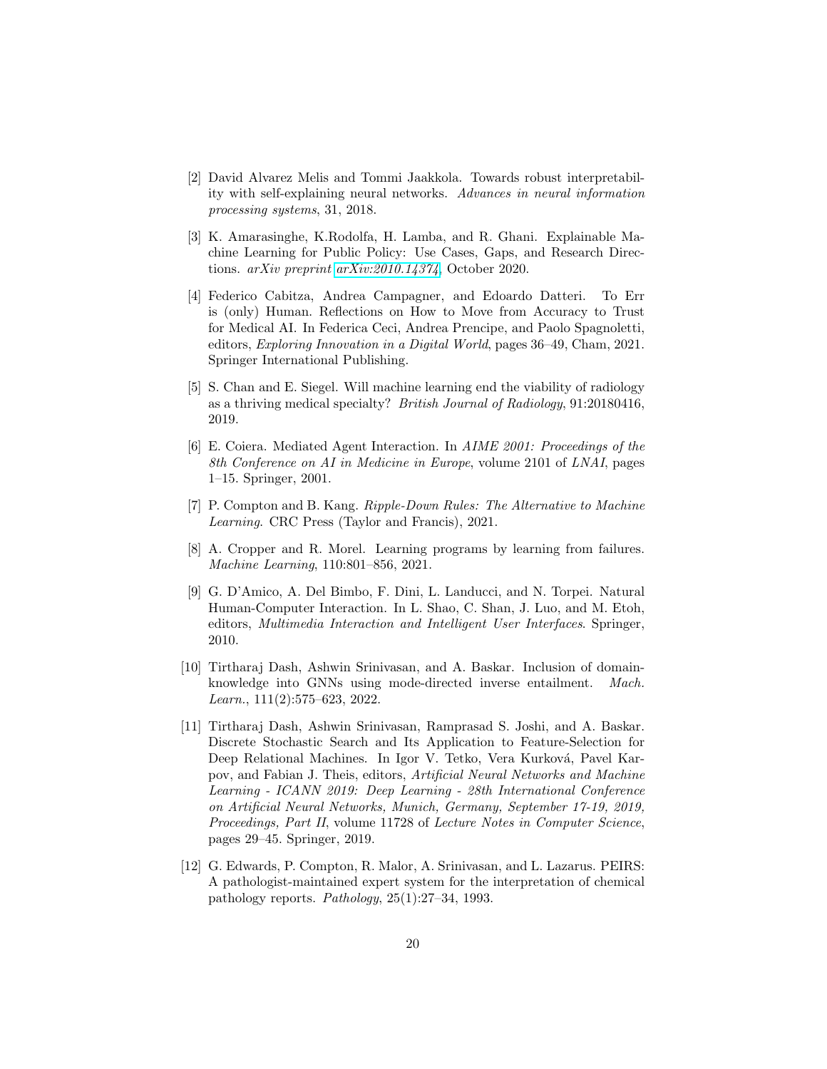[2] David Alvarez Melis and Tommi Jaakkola. Towards robust interpretability with self-explaining neural networks. *Advances in neural information processing systems*, 31, 2018.

[3] K. Amarasinghe, K.Rodolfa, H. Lamba, and R. Ghani. Explainable Machine Learning for Public Policy: Use Cases, Gaps, and Research Directions. *arXiv preprint arXiv:2010.14374*, October 2020.

[4] Federico Cabitza, Andrea Campagner, and Edoardo Datteri. To Err is (only) Human. Reflections on How to Move from Accuracy to Trust for Medical AI. In Federica Ceci, Andrea Prencipe, and Paolo Spagnoletti, editors, *Exploring Innovation in a Digital World*, pages 36–49, Cham, 2021. Springer International Publishing.

[5] S. Chan and E. Siegel. Will machine learning end the viability of radiology as a thriving medical specialty? *British Journal of Radiology*, 91:20180416, 2019.

[6] E. Coiera. Mediated Agent Interaction. In *AIME 2001: Proceedings of the 8th Conference on AI in Medicine in Europe*, volume 2101 of *LNAI*, pages 1–15. Springer, 2001.

[7] P. Compton and B. Kang. *Ripple-Down Rules: The Alternative to Machine Learning*. CRC Press (Taylor and Francis), 2021.

[8] A. Cropper and R. Morel. Learning programs by learning from failures. *Machine Learning*, 110:801–856, 2021.

[9] G. D'Amico, A. Del Bimbo, F. Dini, L. Landucci, and N. Torpei. Natural Human-Computer Interaction. In L. Shao, C. Shan, J. Luo, and M. Etoh, editors, *Multimedia Interaction and Intelligent User Interfaces*. Springer, 2010.

[10] Tirtharaj Dash, Ashwin Srinivasan, and A. Baskar. Inclusion of domain-knowledge into GNNs using mode-directed inverse entailment. *Mach. Learn.*, 111(2):575–623, 2022.

[11] Tirtharaj Dash, Ashwin Srinivasan, Ramprasad S. Joshi, and A. Baskar. Discrete Stochastic Search and Its Application to Feature-Selection for Deep Relational Machines. In Igor V. Tetko, Vera Kurková, Pavel Karpov, and Fabian J. Theis, editors, *Artificial Neural Networks and Machine Learning - ICANN 2019: Deep Learning - 28th International Conference on Artificial Neural Networks, Munich, Germany, September 17-19, 2019, Proceedings, Part II*, volume 11728 of *Lecture Notes in Computer Science*, pages 29–45. Springer, 2019.

[12] G. Edwards, P. Compton, R. Malor, A. Srinivasan, and L. Lazarus. PEIRS: A pathologist-maintained expert system for the interpretation of chemical pathology reports. *Pathology*, 25(1):27–34, 1993.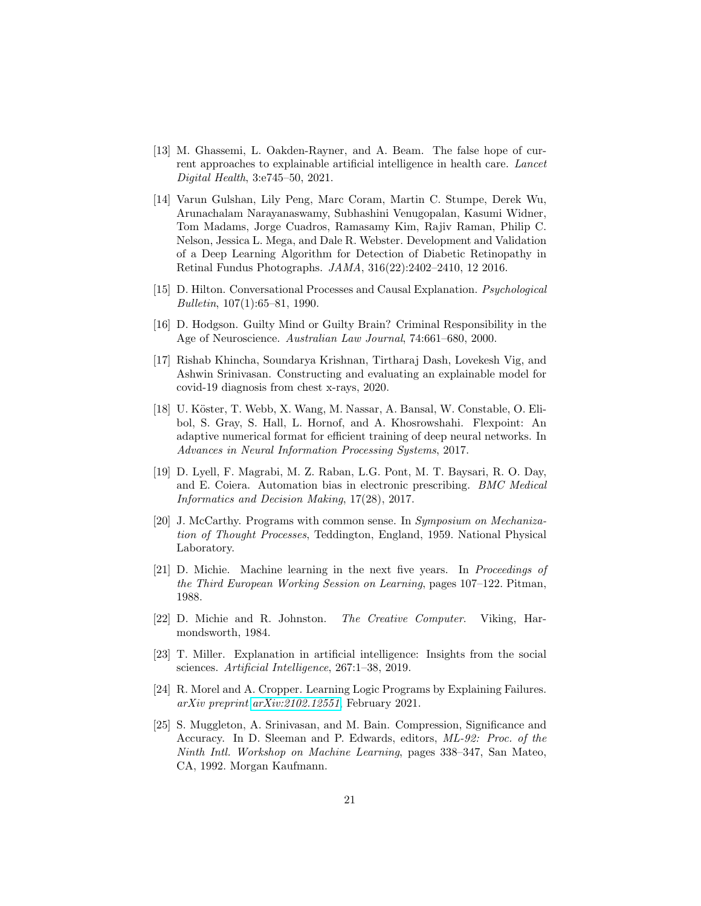[13] M. Ghassemi, L. Oakden-Rayner, and A. Beam. The false hope of current approaches to explainable artificial intelligence in health care. *Lancet Digital Health*, 3:e745–50, 2021.

[14] Varun Gulshan, Lily Peng, Marc Coram, Martin C. Stumpe, Derek Wu, Arunachalam Narayanaswamy, Subhashini Venugopalan, Kasumi Widner, Tom Madams, Jorge Cuadros, Ramasamy Kim, Rajiv Raman, Philip C. Nelson, Jessica L. Mega, and Dale R. Webster. Development and Validation of a Deep Learning Algorithm for Detection of Diabetic Retinopathy in Retinal Fundus Photographs. *JAMA*, 316(22):2402–2410, 12 2016.

[15] D. Hilton. Conversational Processes and Causal Explanation. *Psychological Bulletin*, 107(1):65–81, 1990.

[16] D. Hodgson. Guilty Mind or Guilty Brain? Criminal Responsibility in the Age of Neuroscience. *Australian Law Journal*, 74:661–680, 2000.

[17] Rishab Khincha, Soundarya Krishnan, Tirtharaj Dash, Lovekesh Vig, and Ashwin Srinivasan. Constructing and evaluating an explainable model for covid-19 diagnosis from chest x-rays, 2020.

[18] U. Köster, T. Webb, X. Wang, M. Nassar, A. Bansal, W. Constable, O. Elibol, S. Gray, S. Hall, L. Hornof, and A. Khosrowshahi. Flexpoint: An adaptive numerical format for efficient training of deep neural networks. In *Advances in Neural Information Processing Systems*, 2017.

[19] D. Lyell, F. Magrabi, M. Z. Raban, L.G. Pont, M. T. Baysari, R. O. Day, and E. Coiera. Automation bias in electronic prescribing. *BMC Medical Informatics and Decision Making*, 17(28), 2017.

[20] J. McCarthy. Programs with common sense. In *Symposium on Mechanization of Thought Processes*, Teddington, England, 1959. National Physical Laboratory.

[21] D. Michie. Machine learning in the next five years. In *Proceedings of the Third European Working Session on Learning*, pages 107–122. Pitman, 1988.

[22] D. Michie and R. Johnston. *The Creative Computer*. Viking, Harmondsworth, 1984.

[23] T. Miller. Explanation in artificial intelligence: Insights from the social sciences. *Artificial Intelligence*, 267:1–38, 2019.

[24] R. Morel and A. Cropper. Learning Logic Programs by Explaining Failures. *arXiv preprint arXiv:2102.12551*, February 2021.

[25] S. Muggleton, A. Srinivasan, and M. Bain. Compression, Significance and Accuracy. In D. Sleeman and P. Edwards, editors, *ML-92: Proc. of the Ninth Intl. Workshop on Machine Learning*, pages 338–347, San Mateo, CA, 1992. Morgan Kaufmann.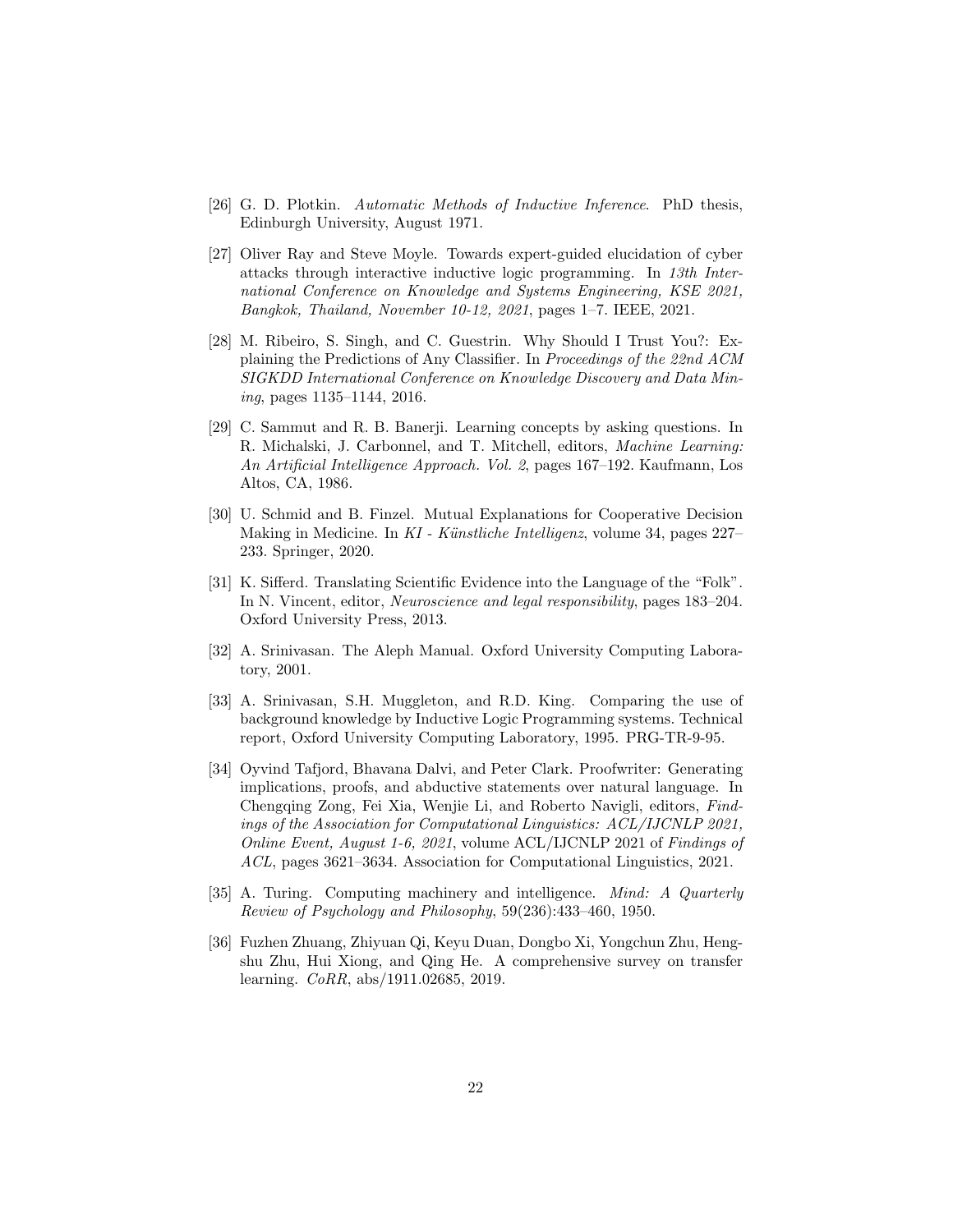[26] G. D. Plotkin. *Automatic Methods of Inductive Inference*. PhD thesis, Edinburgh University, August 1971.

[27] Oliver Ray and Steve Moyle. Towards expert-guided elucidation of cyber attacks through interactive inductive logic programming. In *13th International Conference on Knowledge and Systems Engineering, KSE 2021, Bangkok, Thailand, November 10-12, 2021*, pages 1–7. IEEE, 2021.

[28] M. Ribeiro, S. Singh, and C. Guestrin. Why Should I Trust You?: Explaining the Predictions of Any Classifier. In *Proceedings of the 22nd ACM SIGKDD International Conference on Knowledge Discovery and Data Mining*, pages 1135–1144, 2016.

[29] C. Sammut and R. B. Banerji. Learning concepts by asking questions. In R. Michalski, J. Carbonnel, and T. Mitchell, editors, *Machine Learning: An Artificial Intelligence Approach. Vol. 2*, pages 167–192. Kaufmann, Los Altos, CA, 1986.

[30] U. Schmid and B. Finzel. Mutual Explanations for Cooperative Decision Making in Medicine. In *KI - Künstliche Intelligenz*, volume 34, pages 227–233. Springer, 2020.

[31] K. Sifferd. Translating Scientific Evidence into the Language of the "Folk". In N. Vincent, editor, *Neuroscience and legal responsibility*, pages 183–204. Oxford University Press, 2013.

[32] A. Srinivasan. The Aleph Manual. Oxford University Computing Laboratory, 2001.

[33] A. Srinivasan, S.H. Muggleton, and R.D. King. Comparing the use of background knowledge by Inductive Logic Programming systems. Technical report, Oxford University Computing Laboratory, 1995. PRG-TR-9-95.

[34] Oyvind Tafjord, Bhavana Dalvi, and Peter Clark. Proofwriter: Generating implications, proofs, and abductive statements over natural language. In Chengqing Zong, Fei Xia, Wenjie Li, and Roberto Navigli, editors, *Findings of the Association for Computational Linguistics: ACL/IJCNLP 2021, Online Event, August 1-6, 2021*, volume ACL/IJCNLP 2021 of *Findings of ACL*, pages 3621–3634. Association for Computational Linguistics, 2021.

[35] A. Turing. Computing machinery and intelligence. *Mind: A Quarterly Review of Psychology and Philosophy*, 59(236):433–460, 1950.

[36] Fuzhen Zhuang, Zhiyuan Qi, Keyu Duan, Dongbo Xi, Yongchun Zhu, Hengshu Zhu, Hui Xiong, and Qing He. A comprehensive survey on transfer learning. *CoRR*, abs/1911.02685, 2019.